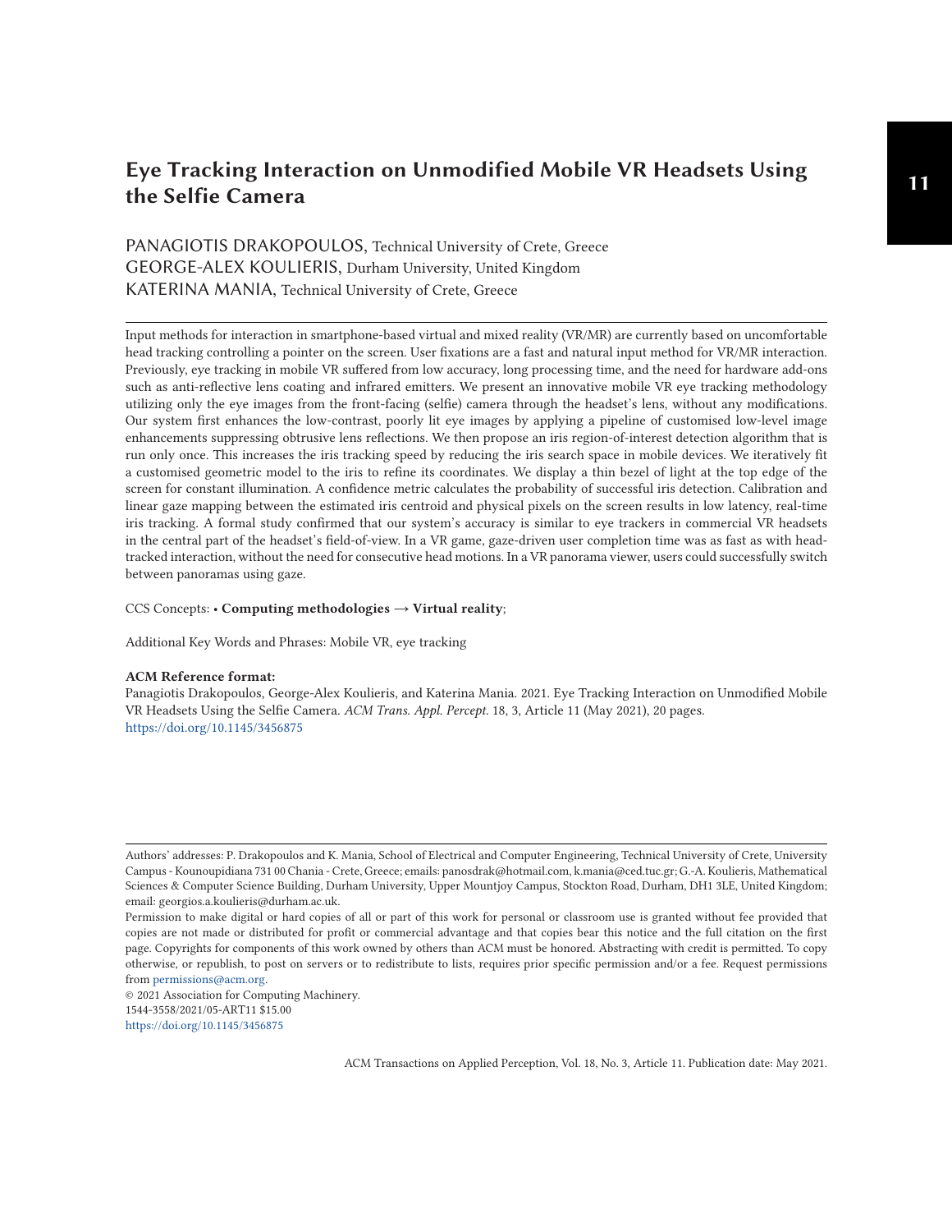# Eye Tracking Interaction on Unmodified Mobile VR Headsets Using the Selfie Camera

PANAGIOTIS DRAKOPOULOS, Technical University of Crete, Greece
GEORGE-ALEX KOULIERIS, Durham University, United Kingdom
KATERINA MANIA, Technical University of Crete, Greece

Input methods for interaction in smartphone-based virtual and mixed reality (VR/MR) are currently based on uncomfortable head tracking controlling a pointer on the screen. User fixations are a fast and natural input method for VR/MR interaction. Previously, eye tracking in mobile VR suffered from low accuracy, long processing time, and the need for hardware add-ons such as anti-reflective lens coating and infrared emitters. We present an innovative mobile VR eye tracking methodology utilizing only the eye images from the front-facing (selfie) camera through the headset's lens, without any modifications. Our system first enhances the low-contrast, poorly lit eye images by applying a pipeline of customised low-level image enhancements suppressing obtrusive lens reflections. We then propose an iris region-of-interest detection algorithm that is run only once. This increases the iris tracking speed by reducing the iris search space in mobile devices. We iteratively fit a customised geometric model to the iris to refine its coordinates. We display a thin bezel of light at the top edge of the screen for constant illumination. A confidence metric calculates the probability of successful iris detection. Calibration and linear gaze mapping between the estimated iris centroid and physical pixels on the screen results in low latency, real-time iris tracking. A formal study confirmed that our system's accuracy is similar to eye trackers in commercial VR headsets in the central part of the headset's field-of-view. In a VR game, gaze-driven user completion time was as fast as with head-tracked interaction, without the need for consecutive head motions. In a VR panorama viewer, users could successfully switch between panoramas using gaze.

CCS Concepts: • **Computing methodologies → Virtual reality**;

Additional Key Words and Phrases: Mobile VR, eye tracking

**ACM Reference format:**
Panagiotis Drakopoulos, George-Alex Koulieris, and Katerina Mania. 2021. Eye Tracking Interaction on Unmodified Mobile VR Headsets Using the Selfie Camera. *ACM Trans. Appl. Percept.* 18, 3, Article 11 (May 2021), 20 pages.
https://doi.org/10.1145/3456875

Authors' addresses: P. Drakopoulos and K. Mania, School of Electrical and Computer Engineering, Technical University of Crete, University Campus - Kounoupidiana 731 00 Chania - Crete, Greece; emails: panosdrak@hotmail.com, k.mania@ced.tuc.gr; G.-A. Koulieris, Mathematical Sciences & Computer Science Building, Durham University, Upper Mountjoy Campus, Stockton Road, Durham, DH1 3LE, United Kingdom; email: georgios.a.koulieris@durham.ac.uk.

Permission to make digital or hard copies of all or part of this work for personal or classroom use is granted without fee provided that copies are not made or distributed for profit or commercial advantage and that copies bear this notice and the full citation on the first page. Copyrights for components of this work owned by others than ACM must be honored. Abstracting with credit is permitted. To copy otherwise, or republish, to post on servers or to redistribute to lists, requires prior specific permission and/or a fee. Request permissions from permissions@acm.org.

© 2021 Association for Computing Machinery.
1544-3558/2021/05-ART11 $15.00
https://doi.org/10.1145/3456875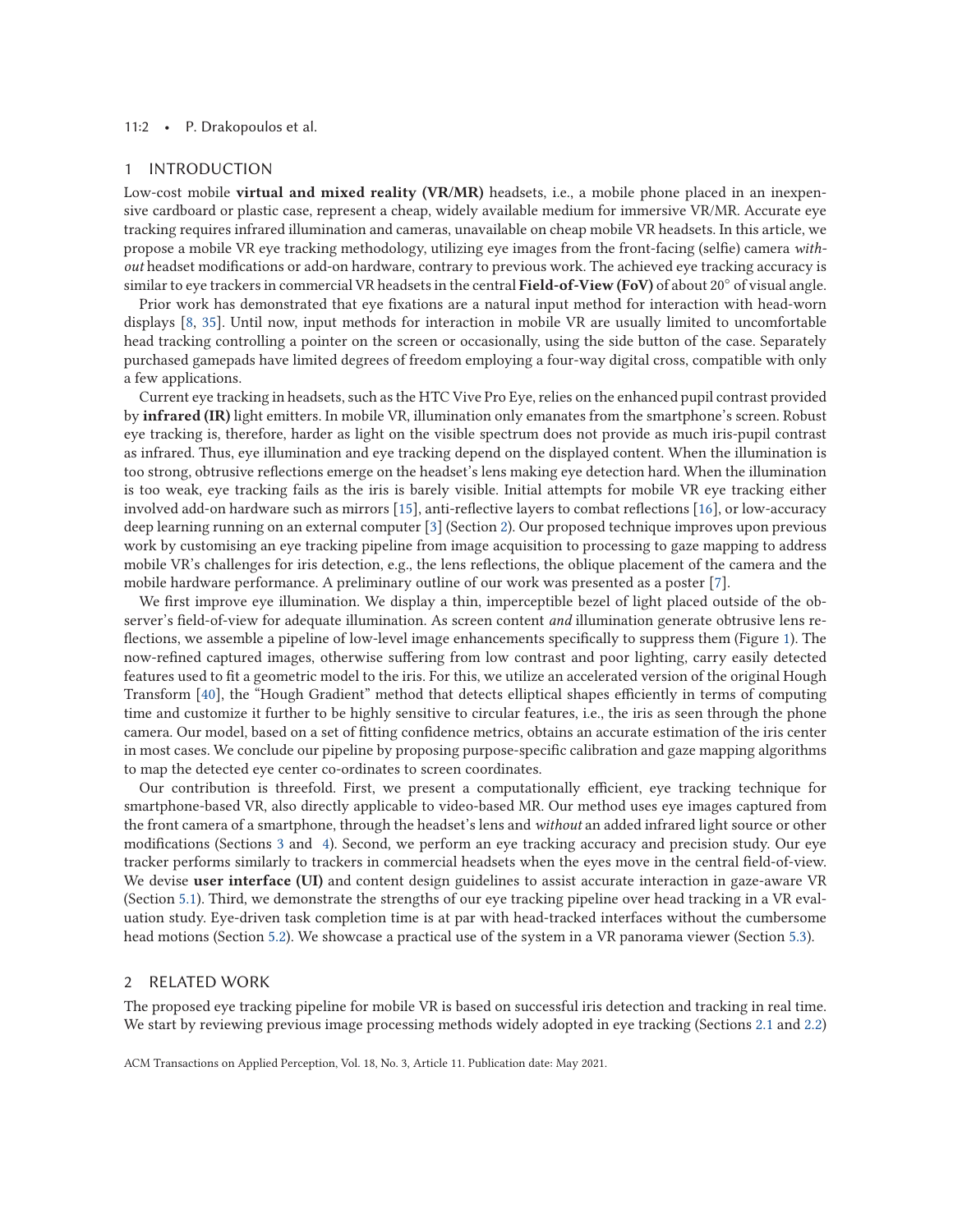## 1 INTRODUCTION

Low-cost mobile **virtual and mixed reality (VR/MR)** headsets, i.e., a mobile phone placed in an inexpensive cardboard or plastic case, represent a cheap, widely available medium for immersive VR/MR. Accurate eye tracking requires infrared illumination and cameras, unavailable on cheap mobile VR headsets. In this article, we propose a mobile VR eye tracking methodology, utilizing eye images from the front-facing (selfie) camera *without* headset modifications or add-on hardware, contrary to previous work. The achieved eye tracking accuracy is similar to eye trackers in commercial VR headsets in the central **Field-of-View (FoV)** of about 20° of visual angle.

Prior work has demonstrated that eye fixations are a natural input method for interaction with head-worn displays [8, 35]. Until now, input methods for interaction in mobile VR are usually limited to uncomfortable head tracking controlling a pointer on the screen or occasionally, using the side button of the case. Separately purchased gamepads have limited degrees of freedom employing a four-way digital cross, compatible with only a few applications.

Current eye tracking in headsets, such as the HTC Vive Pro Eye, relies on the enhanced pupil contrast provided by **infrared (IR)** light emitters. In mobile VR, illumination only emanates from the smartphone's screen. Robust eye tracking is, therefore, harder as light on the visible spectrum does not provide as much iris-pupil contrast as infrared. Thus, eye illumination and eye tracking depend on the displayed content. When the illumination is too strong, obtrusive reflections emerge on the headset's lens making eye detection hard. When the illumination is too weak, eye tracking fails as the iris is barely visible. Initial attempts for mobile VR eye tracking either involved add-on hardware such as mirrors [15], anti-reflective layers to combat reflections [16], or low-accuracy deep learning running on an external computer [3] (Section 2). Our proposed technique improves upon previous work by customising an eye tracking pipeline from image acquisition to processing to gaze mapping to address mobile VR's challenges for iris detection, e.g., the lens reflections, the oblique placement of the camera and the mobile hardware performance. A preliminary outline of our work was presented as a poster [7].

We first improve eye illumination. We display a thin, imperceptible bezel of light placed outside of the observer's field-of-view for adequate illumination. As screen content *and* illumination generate obtrusive lens reflections, we assemble a pipeline of low-level image enhancements specifically to suppress them (Figure 1). The now-refined captured images, otherwise suffering from low contrast and poor lighting, carry easily detected features used to fit a geometric model to the iris. For this, we utilize an accelerated version of the original Hough Transform [40], the "Hough Gradient" method that detects elliptical shapes efficiently in terms of computing time and customize it further to be highly sensitive to circular features, i.e., the iris as seen through the phone camera. Our model, based on a set of fitting confidence metrics, obtains an accurate estimation of the iris center in most cases. We conclude our pipeline by proposing purpose-specific calibration and gaze mapping algorithms to map the detected eye center co-ordinates to screen coordinates.

Our contribution is threefold. First, we present a computationally efficient, eye tracking technique for smartphone-based VR, also directly applicable to video-based MR. Our method uses eye images captured from the front camera of a smartphone, through the headset's lens and *without* an added infrared light source or other modifications (Sections 3 and 4). Second, we perform an eye tracking accuracy and precision study. Our eye tracker performs similarly to trackers in commercial headsets when the eyes move in the central field-of-view. We devise **user interface (UI)** and content design guidelines to assist accurate interaction in gaze-aware VR (Section 5.1). Third, we demonstrate the strengths of our eye tracking pipeline over head tracking in a VR evaluation study. Eye-driven task completion time is at par with head-tracked interfaces without the cumbersome head motions (Section 5.2). We showcase a practical use of the system in a VR panorama viewer (Section 5.3).

## 2 RELATED WORK

The proposed eye tracking pipeline for mobile VR is based on successful iris detection and tracking in real time. We start by reviewing previous image processing methods widely adopted in eye tracking (Sections 2.1 and 2.2)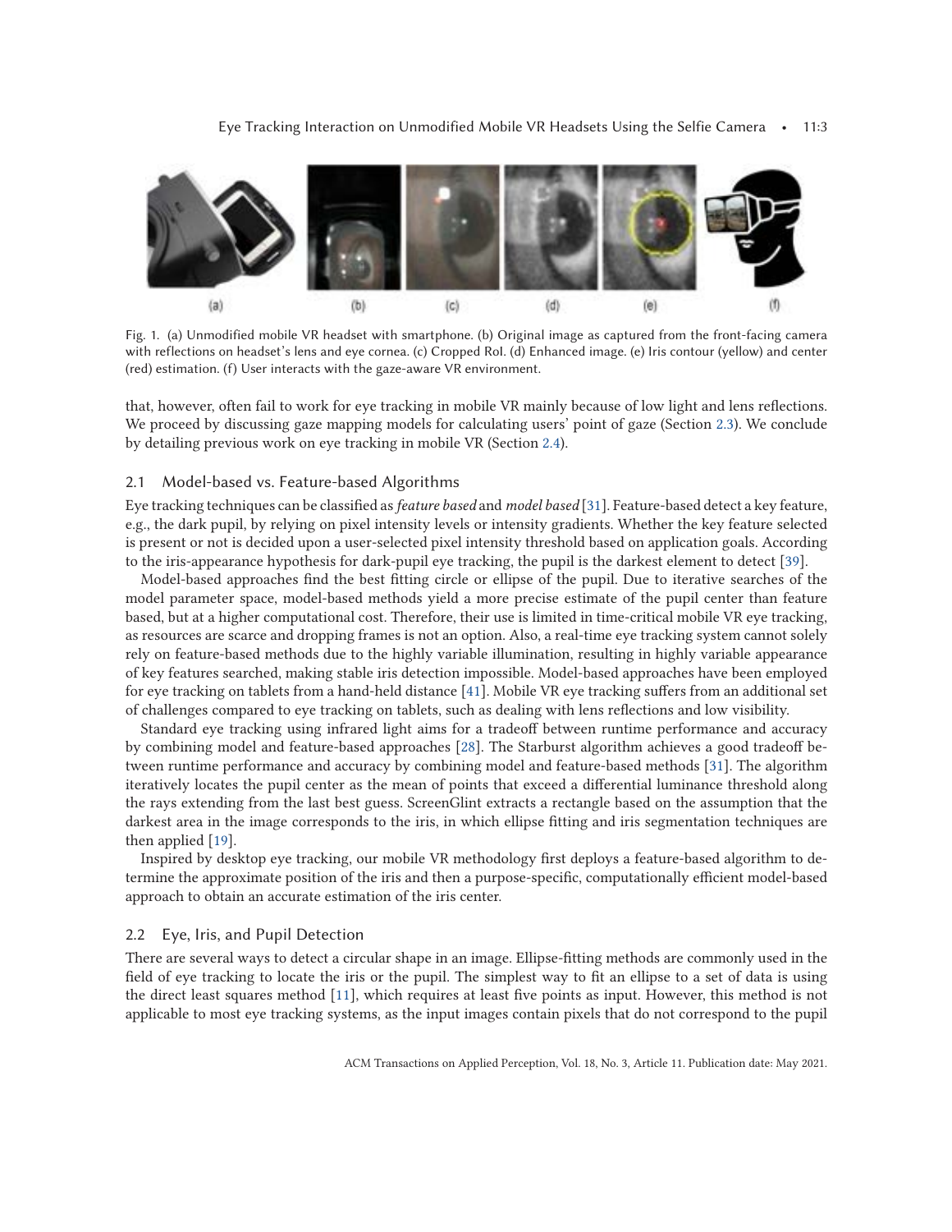Fig. 1. (a) Unmodified mobile VR headset with smartphone. (b) Original image as captured from the front-facing camera with reflections on headset's lens and eye cornea. (c) Cropped RoI. (d) Enhanced image. (e) Iris contour (yellow) and center (red) estimation. (f) User interacts with the gaze-aware VR environment.

that, however, often fail to work for eye tracking in mobile VR mainly because of low light and lens reflections. We proceed by discussing gaze mapping models for calculating users' point of gaze (Section 2.3). We conclude by detailing previous work on eye tracking in mobile VR (Section 2.4).

### 2.1 Model-based vs. Feature-based Algorithms

Eye tracking techniques can be classified as *feature based* and *model based* [31]. Feature-based detect a key feature, e.g., the dark pupil, by relying on pixel intensity levels or intensity gradients. Whether the key feature selected is present or not is decided upon a user-selected pixel intensity threshold based on application goals. According to the iris-appearance hypothesis for dark-pupil eye tracking, the pupil is the darkest element to detect [39].

Model-based approaches find the best fitting circle or ellipse of the pupil. Due to iterative searches of the model parameter space, model-based methods yield a more precise estimate of the pupil center than feature based, but at a higher computational cost. Therefore, their use is limited in time-critical mobile VR eye tracking, as resources are scarce and dropping frames is not an option. Also, a real-time eye tracking system cannot solely rely on feature-based methods due to the highly variable illumination, resulting in highly variable appearance of key features searched, making stable iris detection impossible. Model-based approaches have been employed for eye tracking on tablets from a hand-held distance [41]. Mobile VR eye tracking suffers from an additional set of challenges compared to eye tracking on tablets, such as dealing with lens reflections and low visibility.

Standard eye tracking using infrared light aims for a tradeoff between runtime performance and accuracy by combining model and feature-based approaches [28]. The Starburst algorithm achieves a good tradeoff between runtime performance and accuracy by combining model and feature-based methods [31]. The algorithm iteratively locates the pupil center as the mean of points that exceed a differential luminance threshold along the rays extending from the last best guess. ScreenGlint extracts a rectangle based on the assumption that the darkest area in the image corresponds to the iris, in which ellipse fitting and iris segmentation techniques are then applied [19].

Inspired by desktop eye tracking, our mobile VR methodology first deploys a feature-based algorithm to determine the approximate position of the iris and then a purpose-specific, computationally efficient model-based approach to obtain an accurate estimation of the iris center.

### 2.2 Eye, Iris, and Pupil Detection

There are several ways to detect a circular shape in an image. Ellipse-fitting methods are commonly used in the field of eye tracking to locate the iris or the pupil. The simplest way to fit an ellipse to a set of data is using the direct least squares method [11], which requires at least five points as input. However, this method is not applicable to most eye tracking systems, as the input images contain pixels that do not correspond to the pupil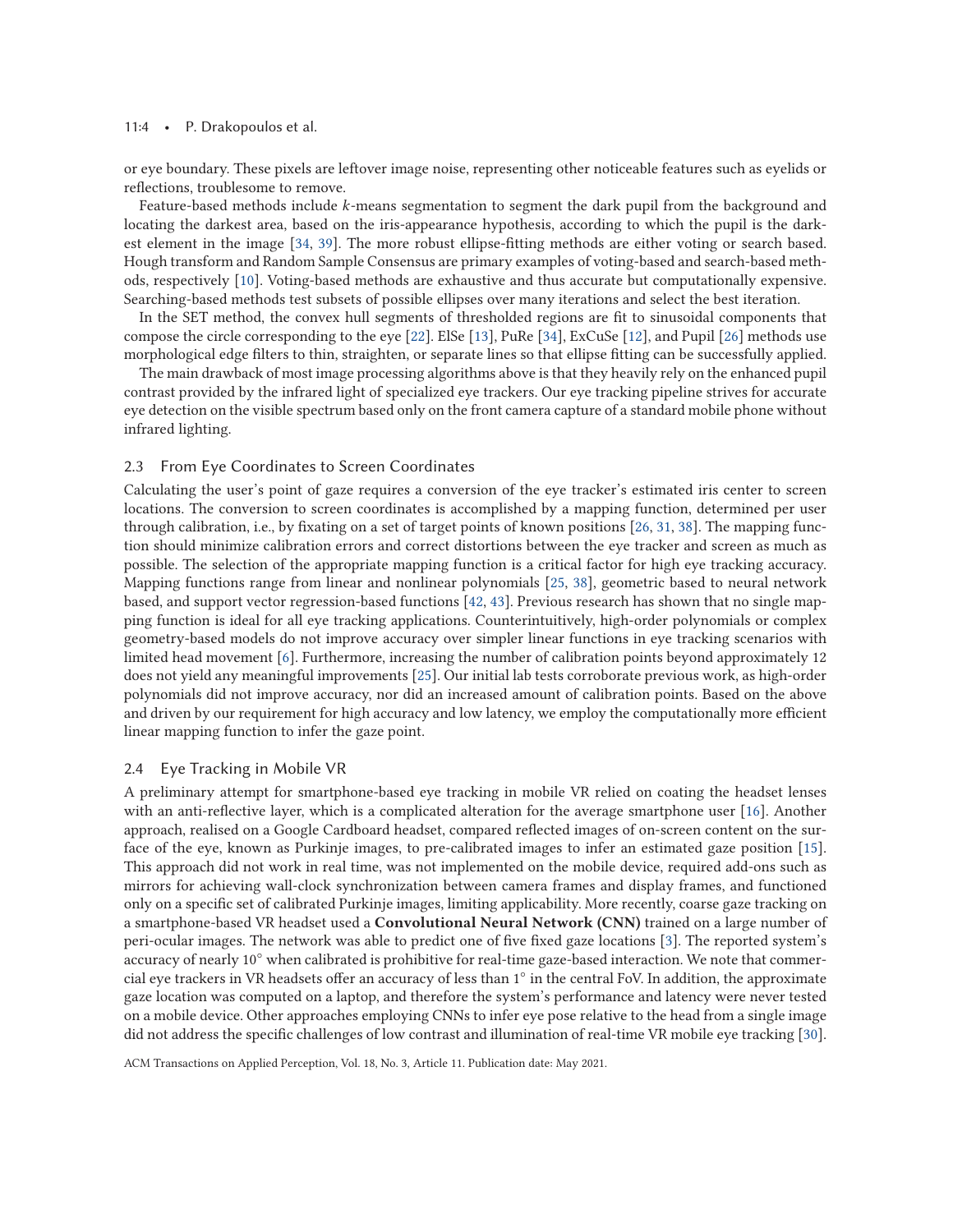or eye boundary. These pixels are leftover image noise, representing other noticeable features such as eyelids or reflections, troublesome to remove.

Feature-based methods include *k*-means segmentation to segment the dark pupil from the background and locating the darkest area, based on the iris-appearance hypothesis, according to which the pupil is the darkest element in the image [34, 39]. The more robust ellipse-fitting methods are either voting or search based. Hough transform and Random Sample Consensus are primary examples of voting-based and search-based methods, respectively [10]. Voting-based methods are exhaustive and thus accurate but computationally expensive. Searching-based methods test subsets of possible ellipses over many iterations and select the best iteration.

In the SET method, the convex hull segments of thresholded regions are fit to sinusoidal components that compose the circle corresponding to the eye [22]. ElSe [13], PuRe [34], ExCuSe [12], and Pupil [26] methods use morphological edge filters to thin, straighten, or separate lines so that ellipse fitting can be successfully applied.

The main drawback of most image processing algorithms above is that they heavily rely on the enhanced pupil contrast provided by the infrared light of specialized eye trackers. Our eye tracking pipeline strives for accurate eye detection on the visible spectrum based only on the front camera capture of a standard mobile phone without infrared lighting.

## 2.3 From Eye Coordinates to Screen Coordinates

Calculating the user's point of gaze requires a conversion of the eye tracker's estimated iris center to screen locations. The conversion to screen coordinates is accomplished by a mapping function, determined per user through calibration, i.e., by fixating on a set of target points of known positions [26, 31, 38]. The mapping function should minimize calibration errors and correct distortions between the eye tracker and screen as much as possible. The selection of the appropriate mapping function is a critical factor for high eye tracking accuracy. Mapping functions range from linear and nonlinear polynomials [25, 38], geometric based to neural network based, and support vector regression-based functions [42, 43]. Previous research has shown that no single mapping function is ideal for all eye tracking applications. Counterintuitively, high-order polynomials or complex geometry-based models do not improve accuracy over simpler linear functions in eye tracking scenarios with limited head movement [6]. Furthermore, increasing the number of calibration points beyond approximately 12 does not yield any meaningful improvements [25]. Our initial lab tests corroborate previous work, as high-order polynomials did not improve accuracy, nor did an increased amount of calibration points. Based on the above and driven by our requirement for high accuracy and low latency, we employ the computationally more efficient linear mapping function to infer the gaze point.

## 2.4 Eye Tracking in Mobile VR

A preliminary attempt for smartphone-based eye tracking in mobile VR relied on coating the headset lenses with an anti-reflective layer, which is a complicated alteration for the average smartphone user [16]. Another approach, realised on a Google Cardboard headset, compared reflected images of on-screen content on the surface of the eye, known as Purkinje images, to pre-calibrated images to infer an estimated gaze position [15]. This approach did not work in real time, was not implemented on the mobile device, required add-ons such as mirrors for achieving wall-clock synchronization between camera frames and display frames, and functioned only on a specific set of calibrated Purkinje images, limiting applicability. More recently, coarse gaze tracking on a smartphone-based VR headset used a **Convolutional Neural Network (CNN)** trained on a large number of peri-ocular images. The network was able to predict one of five fixed gaze locations [3]. The reported system's accuracy of nearly 10° when calibrated is prohibitive for real-time gaze-based interaction. We note that commercial eye trackers in VR headsets offer an accuracy of less than 1° in the central FoV. In addition, the approximate gaze location was computed on a laptop, and therefore the system's performance and latency were never tested on a mobile device. Other approaches employing CNNs to infer eye pose relative to the head from a single image did not address the specific challenges of low contrast and illumination of real-time VR mobile eye tracking [30].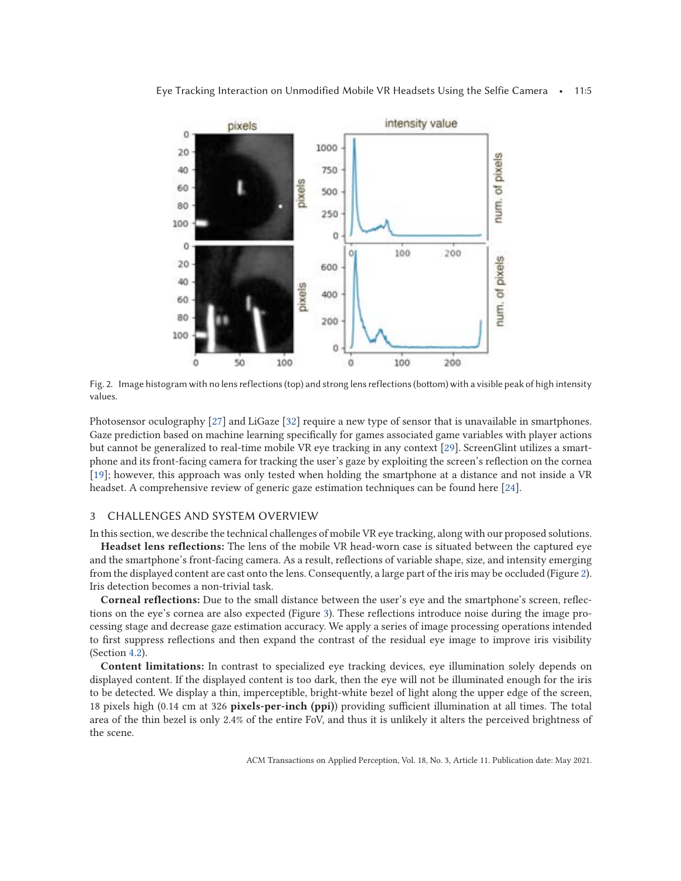Fig. 2. Image histogram with no lens reflections (top) and strong lens reflections (bottom) with a visible peak of high intensity values.

Photosensor oculography [27] and LiGaze [32] require a new type of sensor that is unavailable in smartphones. Gaze prediction based on machine learning specifically for games associated game variables with player actions but cannot be generalized to real-time mobile VR eye tracking in any context [29]. ScreenGlint utilizes a smartphone and its front-facing camera for tracking the user's gaze by exploiting the screen's reflection on the cornea [19]; however, this approach was only tested when holding the smartphone at a distance and not inside a VR headset. A comprehensive review of generic gaze estimation techniques can be found here [24].

## 3 CHALLENGES AND SYSTEM OVERVIEW

In this section, we describe the technical challenges of mobile VR eye tracking, along with our proposed solutions.

**Headset lens reflections:** The lens of the mobile VR head-worn case is situated between the captured eye and the smartphone's front-facing camera. As a result, reflections of variable shape, size, and intensity emerging from the displayed content are cast onto the lens. Consequently, a large part of the iris may be occluded (Figure 2). Iris detection becomes a non-trivial task.

**Corneal reflections:** Due to the small distance between the user's eye and the smartphone's screen, reflections on the eye's cornea are also expected (Figure 3). These reflections introduce noise during the image processing stage and decrease gaze estimation accuracy. We apply a series of image processing operations intended to first suppress reflections and then expand the contrast of the residual eye image to improve iris visibility (Section 4.2).

**Content limitations:** In contrast to specialized eye tracking devices, eye illumination solely depends on displayed content. If the displayed content is too dark, then the eye will not be illuminated enough for the iris to be detected. We display a thin, imperceptible, bright-white bezel of light along the upper edge of the screen, 18 pixels high (0.14 cm at 326 **pixels-per-inch (ppi)**) providing sufficient illumination at all times. The total area of the thin bezel is only 2.4% of the entire FoV, and thus it is unlikely it alters the perceived brightness of the scene.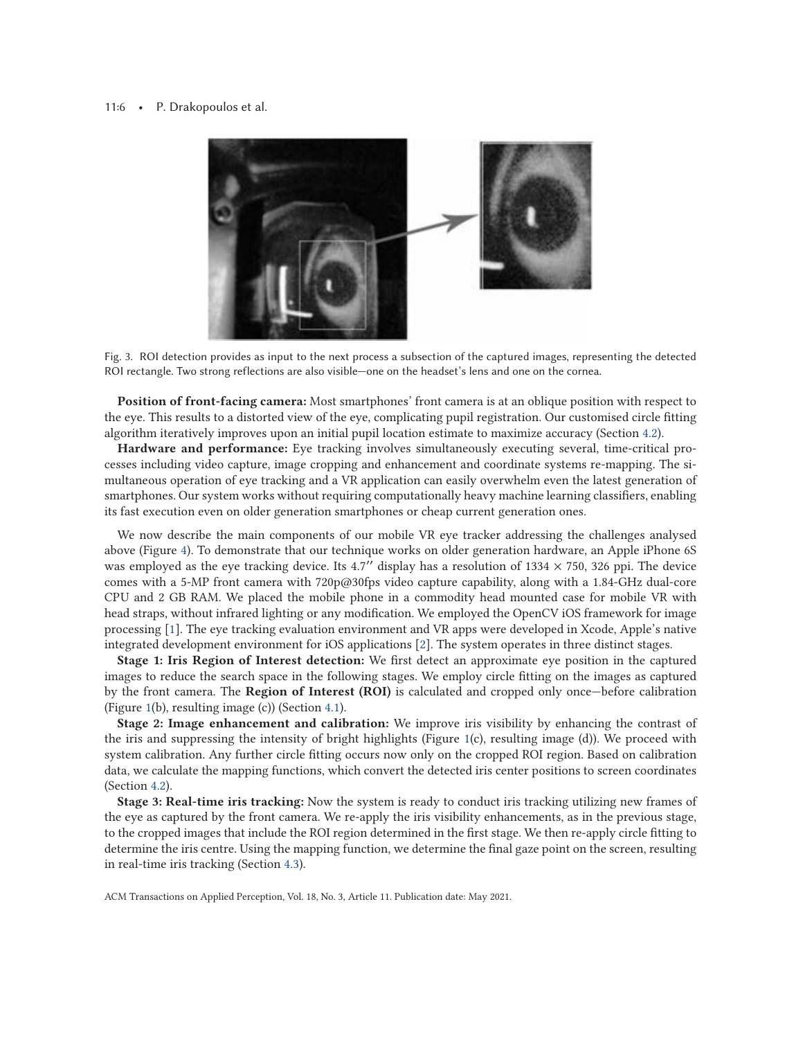Fig. 3. ROI detection provides as input to the next process a subsection of the captured images, representing the detected ROI rectangle. Two strong reflections are also visible—one on the headset's lens and one on the cornea.

**Position of front-facing camera:** Most smartphones' front camera is at an oblique position with respect to the eye. This results to a distorted view of the eye, complicating pupil registration. Our customised circle fitting algorithm iteratively improves upon an initial pupil location estimate to maximize accuracy (Section 4.2).

**Hardware and performance:** Eye tracking involves simultaneously executing several, time-critical processes including video capture, image cropping and enhancement and coordinate systems re-mapping. The simultaneous operation of eye tracking and a VR application can easily overwhelm even the latest generation of smartphones. Our system works without requiring computationally heavy machine learning classifiers, enabling its fast execution even on older generation smartphones or cheap current generation ones.

We now describe the main components of our mobile VR eye tracker addressing the challenges analysed above (Figure 4). To demonstrate that our technique works on older generation hardware, an Apple iPhone 6S was employed as the eye tracking device. Its 4.7″ display has a resolution of $1334 \times 750$, 326 ppi. The device comes with a 5-MP front camera with 720p@30fps video capture capability, along with a 1.84-GHz dual-core CPU and 2 GB RAM. We placed the mobile phone in a commodity head mounted case for mobile VR with head straps, without infrared lighting or any modification. We employed the OpenCV iOS framework for image processing [1]. The eye tracking evaluation environment and VR apps were developed in Xcode, Apple's native integrated development environment for iOS applications [2]. The system operates in three distinct stages.

**Stage 1: Iris Region of Interest detection:** We first detect an approximate eye position in the captured images to reduce the search space in the following stages. We employ circle fitting on the images as captured by the front camera. The **Region of Interest (ROI)** is calculated and cropped only once—before calibration (Figure 1(b), resulting image (c)) (Section 4.1).

**Stage 2: Image enhancement and calibration:** We improve iris visibility by enhancing the contrast of the iris and suppressing the intensity of bright highlights (Figure 1(c), resulting image (d)). We proceed with system calibration. Any further circle fitting occurs now only on the cropped ROI region. Based on calibration data, we calculate the mapping functions, which convert the detected iris center positions to screen coordinates (Section 4.2).

**Stage 3: Real-time iris tracking:** Now the system is ready to conduct iris tracking utilizing new frames of the eye as captured by the front camera. We re-apply the iris visibility enhancements, as in the previous stage, to the cropped images that include the ROI region determined in the first stage. We then re-apply circle fitting to determine the iris centre. Using the mapping function, we determine the final gaze point on the screen, resulting in real-time iris tracking (Section 4.3).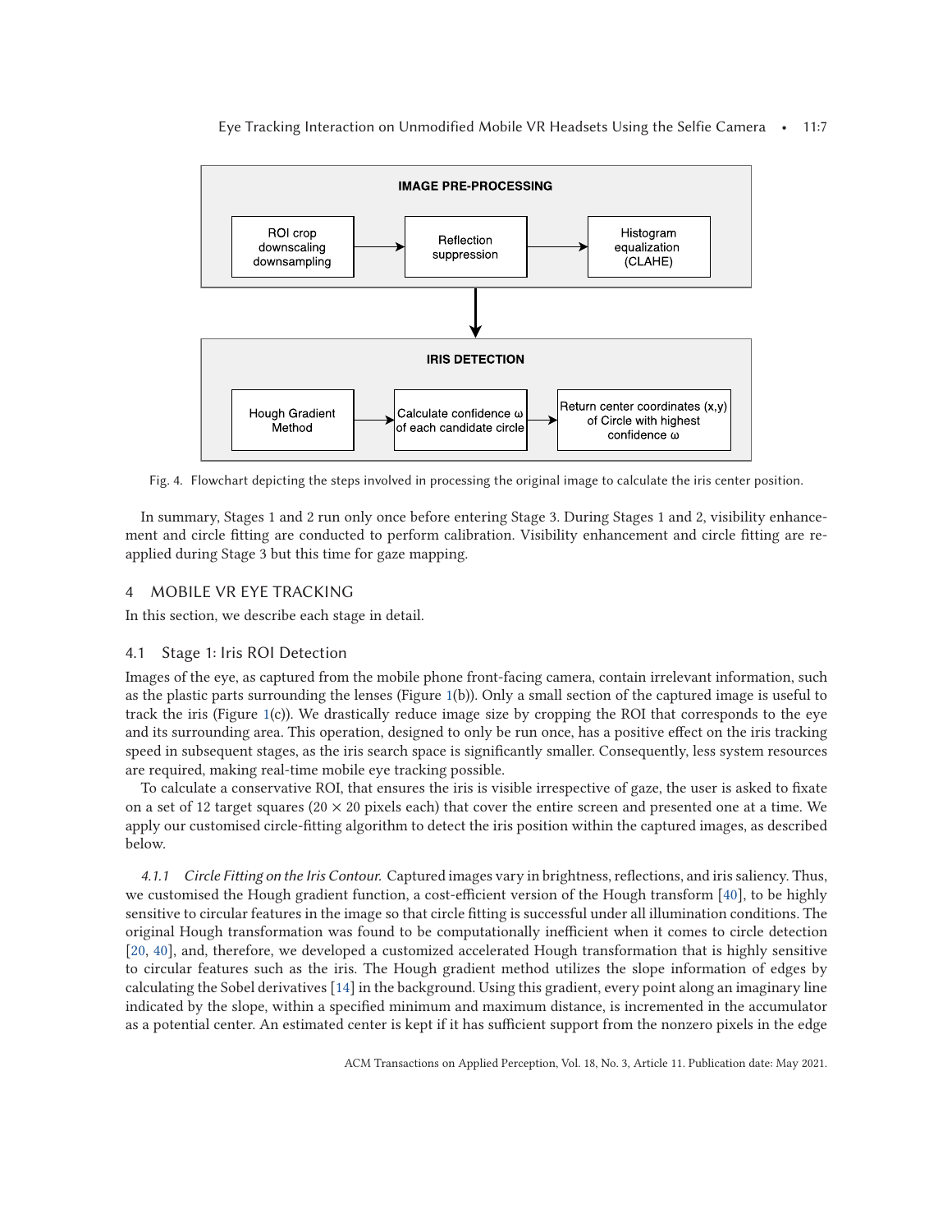Fig. 4. Flowchart depicting the steps involved in processing the original image to calculate the iris center position.

In summary, Stages 1 and 2 run only once before entering Stage 3. During Stages 1 and 2, visibility enhancement and circle fitting are conducted to perform calibration. Visibility enhancement and circle fitting are re-applied during Stage 3 but this time for gaze mapping.

## 4 MOBILE VR EYE TRACKING

In this section, we describe each stage in detail.

### 4.1 Stage 1: Iris ROI Detection

Images of the eye, as captured from the mobile phone front-facing camera, contain irrelevant information, such as the plastic parts surrounding the lenses (Figure 1(b)). Only a small section of the captured image is useful to track the iris (Figure 1(c)). We drastically reduce image size by cropping the ROI that corresponds to the eye and its surrounding area. This operation, designed to only be run once, has a positive effect on the iris tracking speed in subsequent stages, as the iris search space is significantly smaller. Consequently, less system resources are required, making real-time mobile eye tracking possible.

To calculate a conservative ROI, that ensures the iris is visible irrespective of gaze, the user is asked to fixate on a set of 12 target squares ($20 \times 20$ pixels each) that cover the entire screen and presented one at a time. We apply our customised circle-fitting algorithm to detect the iris position within the captured images, as described below.

*4.1.1 Circle Fitting on the Iris Contour.* Captured images vary in brightness, reflections, and iris saliency. Thus, we customised the Hough gradient function, a cost-efficient version of the Hough transform [40], to be highly sensitive to circular features in the image so that circle fitting is successful under all illumination conditions. The original Hough transformation was found to be computationally inefficient when it comes to circle detection [20, 40], and, therefore, we developed a customized accelerated Hough transformation that is highly sensitive to circular features such as the iris. The Hough gradient method utilizes the slope information of edges by calculating the Sobel derivatives [14] in the background. Using this gradient, every point along an imaginary line indicated by the slope, within a specified minimum and maximum distance, is incremented in the accumulator as a potential center. An estimated center is kept if it has sufficient support from the nonzero pixels in the edge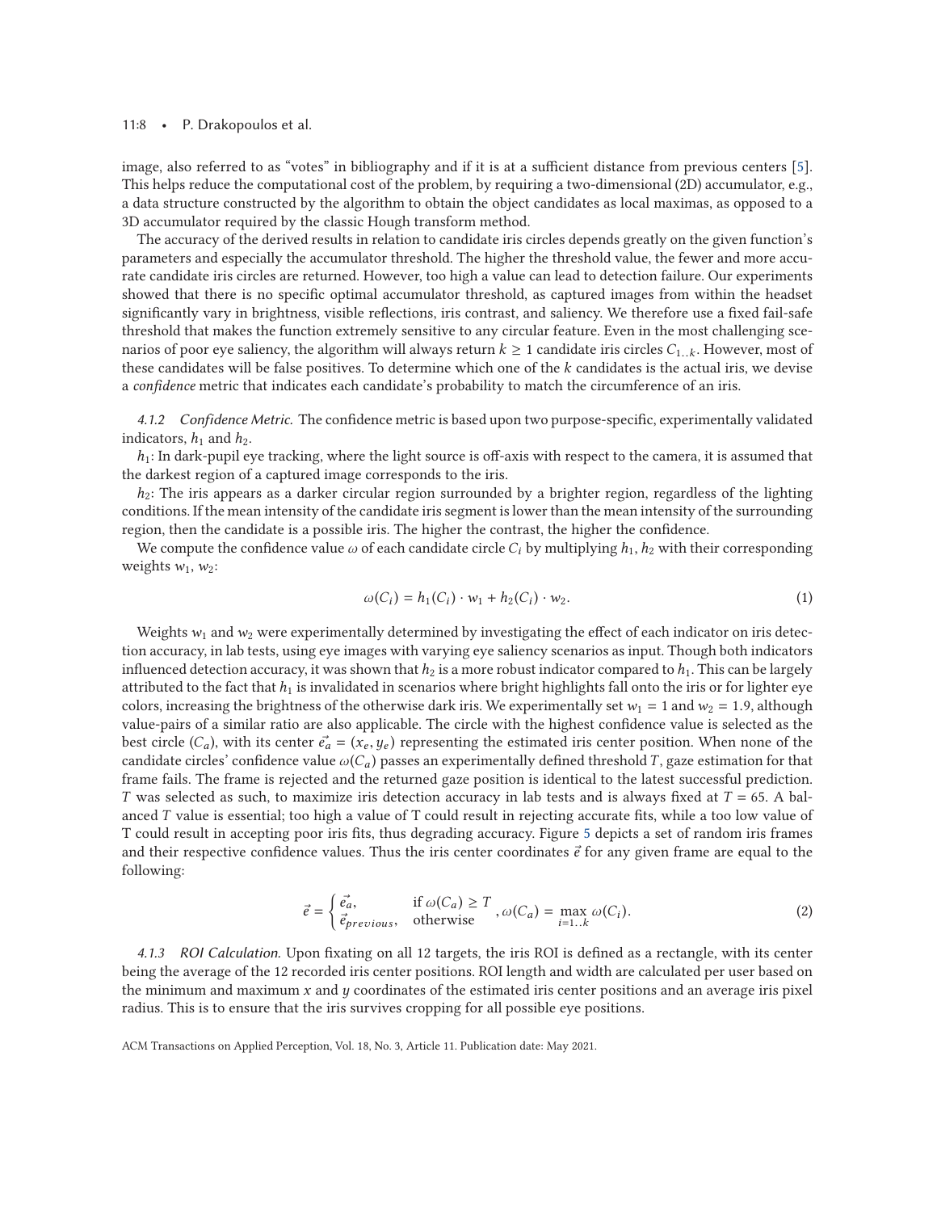image, also referred to as "votes" in bibliography and if it is at a sufficient distance from previous centers [5]. This helps reduce the computational cost of the problem, by requiring a two-dimensional (2D) accumulator, e.g., a data structure constructed by the algorithm to obtain the object candidates as local maximas, as opposed to a 3D accumulator required by the classic Hough transform method.

The accuracy of the derived results in relation to candidate iris circles depends greatly on the given function's parameters and especially the accumulator threshold. The higher the threshold value, the fewer and more accurate candidate iris circles are returned. However, too high a value can lead to detection failure. Our experiments showed that there is no specific optimal accumulator threshold, as captured images from within the headset significantly vary in brightness, visible reflections, iris contrast, and saliency. We therefore use a fixed fail-safe threshold that makes the function extremely sensitive to any circular feature. Even in the most challenging scenarios of poor eye saliency, the algorithm will always return $k \geq 1$ candidate iris circles $C_{1..k}$. However, most of these candidates will be false positives. To determine which one of the $k$ candidates is the actual iris, we devise a *confidence* metric that indicates each candidate's probability to match the circumference of an iris.

#### 4.1.2 Confidence Metric.

The confidence metric is based upon two purpose-specific, experimentally validated indicators, $h_1$ and $h_2$.

$h_1$: In dark-pupil eye tracking, where the light source is off-axis with respect to the camera, it is assumed that the darkest region of a captured image corresponds to the iris.

$h_2$: The iris appears as a darker circular region surrounded by a brighter region, regardless of the lighting conditions. If the mean intensity of the candidate iris segment is lower than the mean intensity of the surrounding region, then the candidate is a possible iris. The higher the contrast, the higher the confidence.

We compute the confidence value $\omega$ of each candidate circle $C_i$ by multiplying $h_1$, $h_2$ with their corresponding weights $w_1$, $w_2$:

$$\omega(C_i) = h_1(C_i) \cdot w_1 + h_2(C_i) \cdot w_2. \tag{1}$$

Weights $w_1$ and $w_2$ were experimentally determined by investigating the effect of each indicator on iris detection accuracy, in lab tests, using eye images with varying eye saliency scenarios as input. Though both indicators influenced detection accuracy, it was shown that $h_2$ is a more robust indicator compared to $h_1$. This can be largely attributed to the fact that $h_1$ is invalidated in scenarios where bright highlights fall onto the iris or for lighter eye colors, increasing the brightness of the otherwise dark iris. We experimentally set $w_1 = 1$ and $w_2 = 1.9$, although value-pairs of a similar ratio are also applicable. The circle with the highest confidence value is selected as the best circle ($C_a$), with its center $\vec{e_a} = (x_e, y_e)$ representing the estimated iris center position. When none of the candidate circles' confidence value $\omega(C_a)$ passes an experimentally defined threshold $T$, gaze estimation for that frame fails. The frame is rejected and the returned gaze position is identical to the latest successful prediction. $T$ was selected as such, to maximize iris detection accuracy in lab tests and is always fixed at $T = 65$. A balanced $T$ value is essential; too high a value of T could result in rejecting accurate fits, while a too low value of T could result in accepting poor iris fits, thus degrading accuracy. Figure 5 depicts a set of random iris frames and their respective confidence values. Thus the iris center coordinates $\vec{e}$ for any given frame are equal to the following:

$$\vec{e} = \begin{cases} \vec{e_a}, & \text{if } \omega(C_a) \geq T \\ \vec{e}_{previous}, & \text{otherwise} \end{cases}, \omega(C_a) = \max_{i=1..k} \omega(C_i). \tag{2}$$

#### 4.1.3 ROI Calculation.

Upon fixating on all 12 targets, the iris ROI is defined as a rectangle, with its center being the average of the 12 recorded iris center positions. ROI length and width are calculated per user based on the minimum and maximum $x$ and $y$ coordinates of the estimated iris center positions and an average iris pixel radius. This is to ensure that the iris survives cropping for all possible eye positions.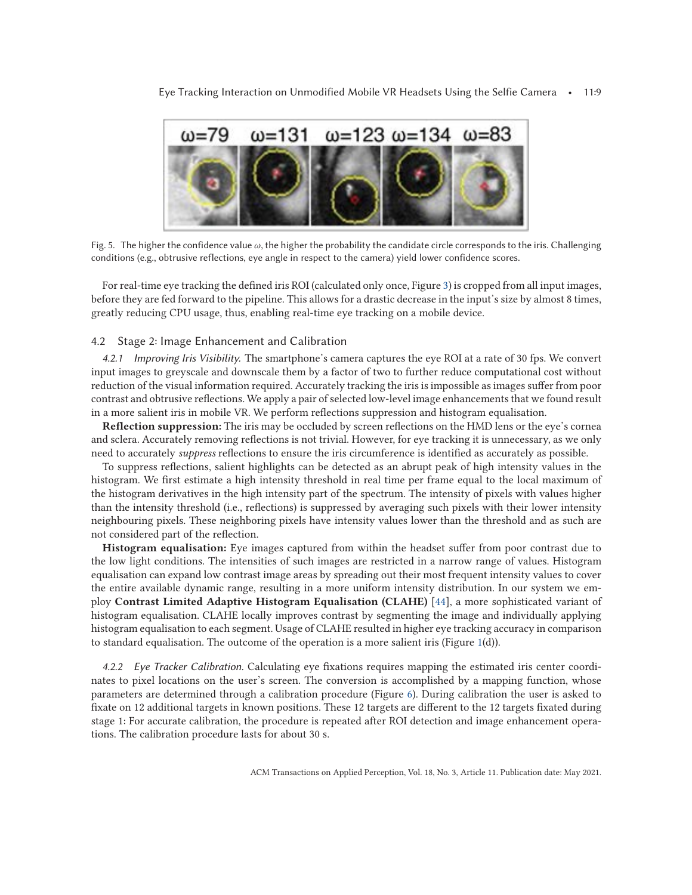Fig. 5. The higher the confidence value $\omega$, the higher the probability the candidate circle corresponds to the iris. Challenging conditions (e.g., obtrusive reflections, eye angle in respect to the camera) yield lower confidence scores.

For real-time eye tracking the defined iris ROI (calculated only once, Figure 3) is cropped from all input images, before they are fed forward to the pipeline. This allows for a drastic decrease in the input's size by almost 8 times, greatly reducing CPU usage, thus, enabling real-time eye tracking on a mobile device.

### 4.2 Stage 2: Image Enhancement and Calibration

*4.2.1 Improving Iris Visibility.* The smartphone's camera captures the eye ROI at a rate of 30 fps. We convert input images to greyscale and downscale them by a factor of two to further reduce computational cost without reduction of the visual information required. Accurately tracking the iris is impossible as images suffer from poor contrast and obtrusive reflections. We apply a pair of selected low-level image enhancements that we found result in a more salient iris in mobile VR. We perform reflections suppression and histogram equalisation.

**Reflection suppression:** The iris may be occluded by screen reflections on the HMD lens or the eye's cornea and sclera. Accurately removing reflections is not trivial. However, for eye tracking it is unnecessary, as we only need to accurately *suppress* reflections to ensure the iris circumference is identified as accurately as possible.

To suppress reflections, salient highlights can be detected as an abrupt peak of high intensity values in the histogram. We first estimate a high intensity threshold in real time per frame equal to the local maximum of the histogram derivatives in the high intensity part of the spectrum. The intensity of pixels with values higher than the intensity threshold (i.e., reflections) is suppressed by averaging such pixels with their lower intensity neighbouring pixels. These neighboring pixels have intensity values lower than the threshold and as such are not considered part of the reflection.

**Histogram equalisation:** Eye images captured from within the headset suffer from poor contrast due to the low light conditions. The intensities of such images are restricted in a narrow range of values. Histogram equalisation can expand low contrast image areas by spreading out their most frequent intensity values to cover the entire available dynamic range, resulting in a more uniform intensity distribution. In our system we employ **Contrast Limited Adaptive Histogram Equalisation (CLAHE)** [44], a more sophisticated variant of histogram equalisation. CLAHE locally improves contrast by segmenting the image and individually applying histogram equalisation to each segment. Usage of CLAHE resulted in higher eye tracking accuracy in comparison to standard equalisation. The outcome of the operation is a more salient iris (Figure 1(d)).

*4.2.2 Eye Tracker Calibration.* Calculating eye fixations requires mapping the estimated iris center coordinates to pixel locations on the user's screen. The conversion is accomplished by a mapping function, whose parameters are determined through a calibration procedure (Figure 6). During calibration the user is asked to fixate on 12 additional targets in known positions. These 12 targets are different to the 12 targets fixated during stage 1: For accurate calibration, the procedure is repeated after ROI detection and image enhancement operations. The calibration procedure lasts for about 30 s.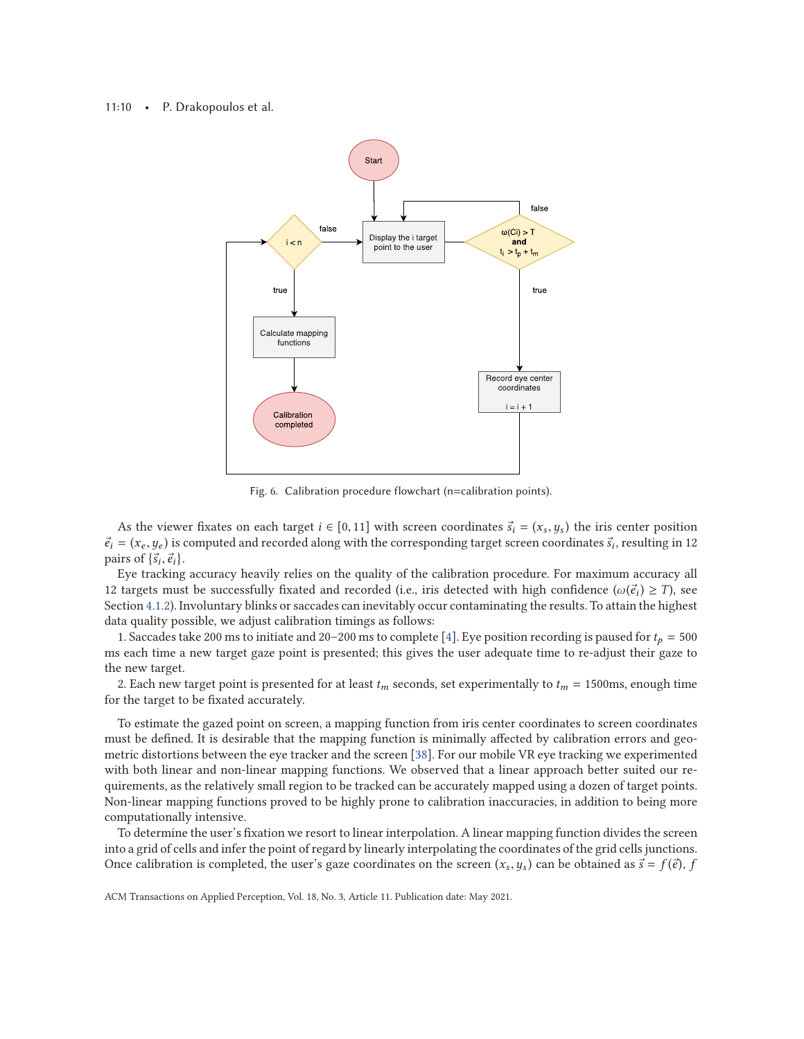Fig. 6. Calibration procedure flowchart (n=calibration points).

As the viewer fixates on each target $i \in [0, 11]$ with screen coordinates $\vec{s}_i = (x_s, y_s)$ the iris center position $\vec{e}_i = (x_e, y_e)$ is computed and recorded along with the corresponding target screen coordinates $\vec{s}_i$, resulting in 12 pairs of $\{\vec{s}_i, \vec{e}_i\}$.

Eye tracking accuracy heavily relies on the quality of the calibration procedure. For maximum accuracy all 12 targets must be successfully fixated and recorded (i.e., iris detected with high confidence ($\omega(\vec{e}_i) \geq T$), see Section 4.1.2). Involuntary blinks or saccades can inevitably occur contaminating the results. To attain the highest data quality possible, we adjust calibration timings as follows:

1. Saccades take 200 ms to initiate and 20–200 ms to complete [4]. Eye position recording is paused for $t_p = 500$ ms each time a new target gaze point is presented; this gives the user adequate time to re-adjust their gaze to the new target.

2. Each new target point is presented for at least $t_m$ seconds, set experimentally to $t_m = 1500$ms, enough time for the target to be fixated accurately.

To estimate the gazed point on screen, a mapping function from iris center coordinates to screen coordinates must be defined. It is desirable that the mapping function is minimally affected by calibration errors and geometric distortions between the eye tracker and the screen [38]. For our mobile VR eye tracking we experimented with both linear and non-linear mapping functions. We observed that a linear approach better suited our requirements, as the relatively small region to be tracked can be accurately mapped using a dozen of target points. Non-linear mapping functions proved to be highly prone to calibration inaccuracies, in addition to being more computationally intensive.

To determine the user's fixation we resort to linear interpolation. A linear mapping function divides the screen into a grid of cells and infer the point of regard by linearly interpolating the coordinates of the grid cells junctions. Once calibration is completed, the user's gaze coordinates on the screen $(x_s, y_s)$ can be obtained as $\vec{s} = f(\vec{e})$, $f$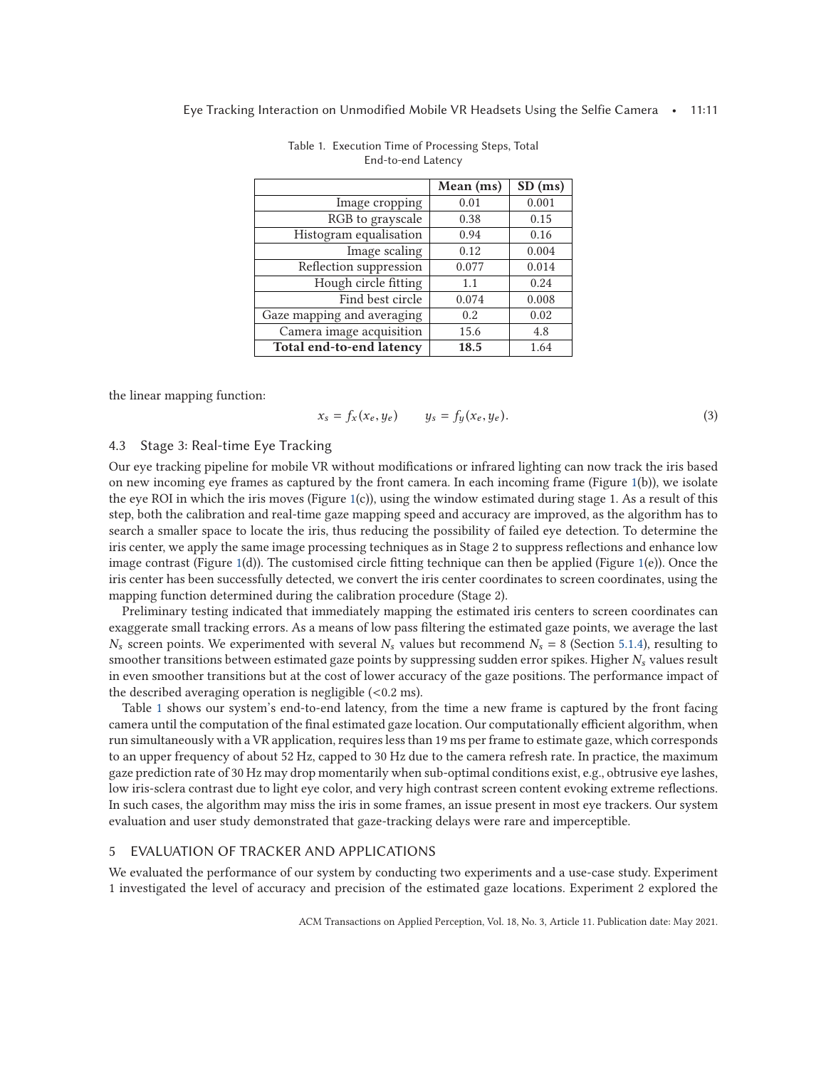Table 1. Execution Time of Processing Steps, Total End-to-end Latency

| | Mean (ms) | SD (ms) |
|---|---|---|
| Image cropping | 0.01 | 0.001 |
| RGB to grayscale | 0.38 | 0.15 |
| Histogram equalisation | 0.94 | 0.16 |
| Image scaling | 0.12 | 0.004 |
| Reflection suppression | 0.077 | 0.014 |
| Hough circle fitting | 1.1 | 0.24 |
| Find best circle | 0.074 | 0.008 |
| Gaze mapping and averaging | 0.2 | 0.02 |
| Camera image acquisition | 15.6 | 4.8 |
| **Total end-to-end latency** | **18.5** | 1.64 |

the linear mapping function:

$$x_s = f_x(x_e, y_e) \qquad y_s = f_y(x_e, y_e). \tag{3}$$

### 4.3 Stage 3: Real-time Eye Tracking

Our eye tracking pipeline for mobile VR without modifications or infrared lighting can now track the iris based on new incoming eye frames as captured by the front camera. In each incoming frame (Figure 1(b)), we isolate the eye ROI in which the iris moves (Figure 1(c)), using the window estimated during stage 1. As a result of this step, both the calibration and real-time gaze mapping speed and accuracy are improved, as the algorithm has to search a smaller space to locate the iris, thus reducing the possibility of failed eye detection. To determine the iris center, we apply the same image processing techniques as in Stage 2 to suppress reflections and enhance low image contrast (Figure 1(d)). The customised circle fitting technique can then be applied (Figure 1(e)). Once the iris center has been successfully detected, we convert the iris center coordinates to screen coordinates, using the mapping function determined during the calibration procedure (Stage 2).

Preliminary testing indicated that immediately mapping the estimated iris centers to screen coordinates can exaggerate small tracking errors. As a means of low pass filtering the estimated gaze points, we average the last $N_s$ screen points. We experimented with several $N_s$ values but recommend $N_s = 8$ (Section 5.1.4), resulting to smoother transitions between estimated gaze points by suppressing sudden error spikes. Higher $N_s$ values result in even smoother transitions but at the cost of lower accuracy of the gaze positions. The performance impact of the described averaging operation is negligible (<0.2 ms).

Table 1 shows our system's end-to-end latency, from the time a new frame is captured by the front facing camera until the computation of the final estimated gaze location. Our computationally efficient algorithm, when run simultaneously with a VR application, requires less than 19 ms per frame to estimate gaze, which corresponds to an upper frequency of about 52 Hz, capped to 30 Hz due to the camera refresh rate. In practice, the maximum gaze prediction rate of 30 Hz may drop momentarily when sub-optimal conditions exist, e.g., obtrusive eye lashes, low iris-sclera contrast due to light eye color, and very high contrast screen content evoking extreme reflections. In such cases, the algorithm may miss the iris in some frames, an issue present in most eye trackers. Our system evaluation and user study demonstrated that gaze-tracking delays were rare and imperceptible.

## 5 EVALUATION OF TRACKER AND APPLICATIONS

We evaluated the performance of our system by conducting two experiments and a use-case study. Experiment 1 investigated the level of accuracy and precision of the estimated gaze locations. Experiment 2 explored the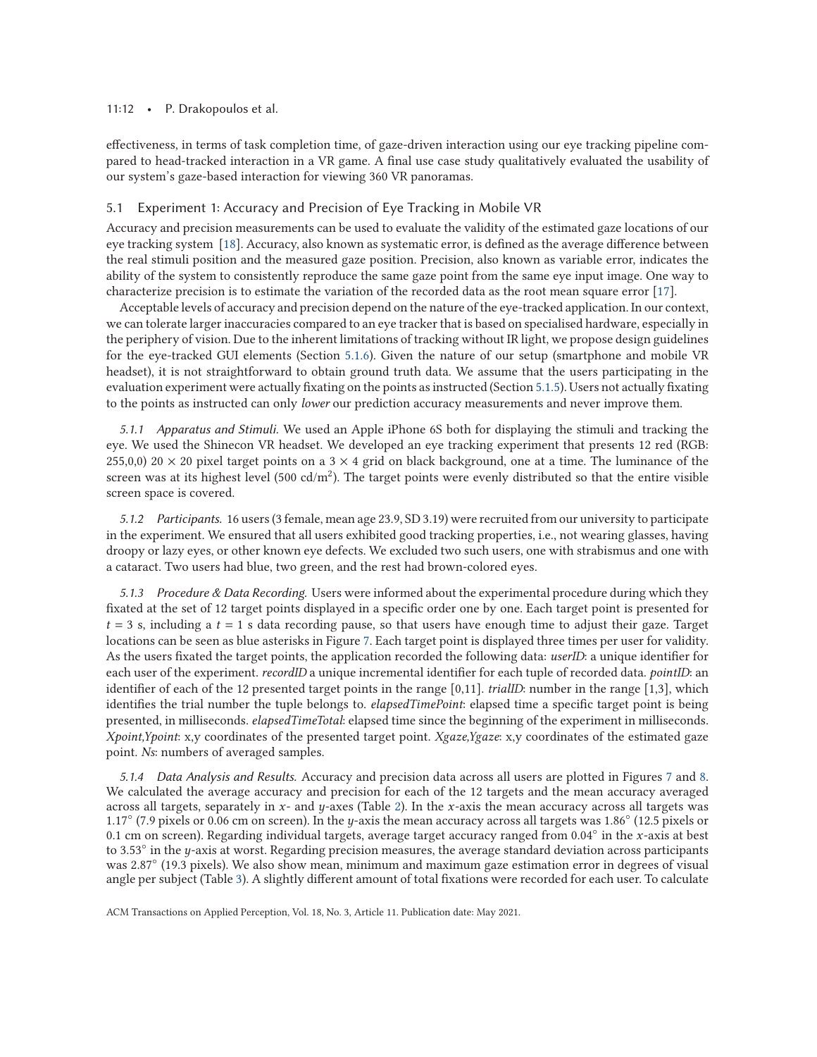effectiveness, in terms of task completion time, of gaze-driven interaction using our eye tracking pipeline compared to head-tracked interaction in a VR game. A final use case study qualitatively evaluated the usability of our system's gaze-based interaction for viewing 360 VR panoramas.

## 5.1 Experiment 1: Accuracy and Precision of Eye Tracking in Mobile VR

Accuracy and precision measurements can be used to evaluate the validity of the estimated gaze locations of our eye tracking system [18]. Accuracy, also known as systematic error, is defined as the average difference between the real stimuli position and the measured gaze position. Precision, also known as variable error, indicates the ability of the system to consistently reproduce the same gaze point from the same eye input image. One way to characterize precision is to estimate the variation of the recorded data as the root mean square error [17].

Acceptable levels of accuracy and precision depend on the nature of the eye-tracked application. In our context, we can tolerate larger inaccuracies compared to an eye tracker that is based on specialised hardware, especially in the periphery of vision. Due to the inherent limitations of tracking without IR light, we propose design guidelines for the eye-tracked GUI elements (Section 5.1.6). Given the nature of our setup (smartphone and mobile VR headset), it is not straightforward to obtain ground truth data. We assume that the users participating in the evaluation experiment were actually fixating on the points as instructed (Section 5.1.5). Users not actually fixating to the points as instructed can only *lower* our prediction accuracy measurements and never improve them.

*5.1.1 Apparatus and Stimuli.* We used an Apple iPhone 6S both for displaying the stimuli and tracking the eye. We used the Shinecon VR headset. We developed an eye tracking experiment that presents 12 red (RGB: 255,0,0) $20 \times 20$ pixel target points on a $3 \times 4$ grid on black background, one at a time. The luminance of the screen was at its highest level (500 cd/m$^2$). The target points were evenly distributed so that the entire visible screen space is covered.

*5.1.2 Participants.* 16 users (3 female, mean age 23.9, SD 3.19) were recruited from our university to participate in the experiment. We ensured that all users exhibited good tracking properties, i.e., not wearing glasses, having droopy or lazy eyes, or other known eye defects. We excluded two such users, one with strabismus and one with a cataract. Two users had blue, two green, and the rest had brown-colored eyes.

*5.1.3 Procedure & Data Recording.* Users were informed about the experimental procedure during which they fixated at the set of 12 target points displayed in a specific order one by one. Each target point is presented for $t = 3$ s, including a $t = 1$ s data recording pause, so that users have enough time to adjust their gaze. Target locations can be seen as blue asterisks in Figure 7. Each target point is displayed three times per user for validity. As the users fixated the target points, the application recorded the following data: *userID*: a unique identifier for each user of the experiment. *recordID* a unique incremental identifier for each tuple of recorded data. *pointID*: an identifier of each of the 12 presented target points in the range [0,11]. *trialID*: number in the range [1,3], which identifies the trial number the tuple belongs to. *elapsedTimePoint*: elapsed time a specific target point is being presented, in milliseconds. *elapsedTimeTotal*: elapsed time since the beginning of the experiment in milliseconds. *Xpoint,Ypoint*: x,y coordinates of the presented target point. *Xgaze,Ygaze*: x,y coordinates of the estimated gaze point. *Ns*: numbers of averaged samples.

*5.1.4 Data Analysis and Results.* Accuracy and precision data across all users are plotted in Figures 7 and 8. We calculated the average accuracy and precision for each of the 12 targets and the mean accuracy averaged across all targets, separately in $x$- and $y$-axes (Table 2). In the $x$-axis the mean accuracy across all targets was 1.17° (7.9 pixels or 0.06 cm on screen). In the $y$-axis the mean accuracy across all targets was 1.86° (12.5 pixels or 0.1 cm on screen). Regarding individual targets, average target accuracy ranged from 0.04° in the $x$-axis at best to 3.53° in the $y$-axis at worst. Regarding precision measures, the average standard deviation across participants was 2.87° (19.3 pixels). We also show mean, minimum and maximum gaze estimation error in degrees of visual angle per subject (Table 3). A slightly different amount of total fixations were recorded for each user. To calculate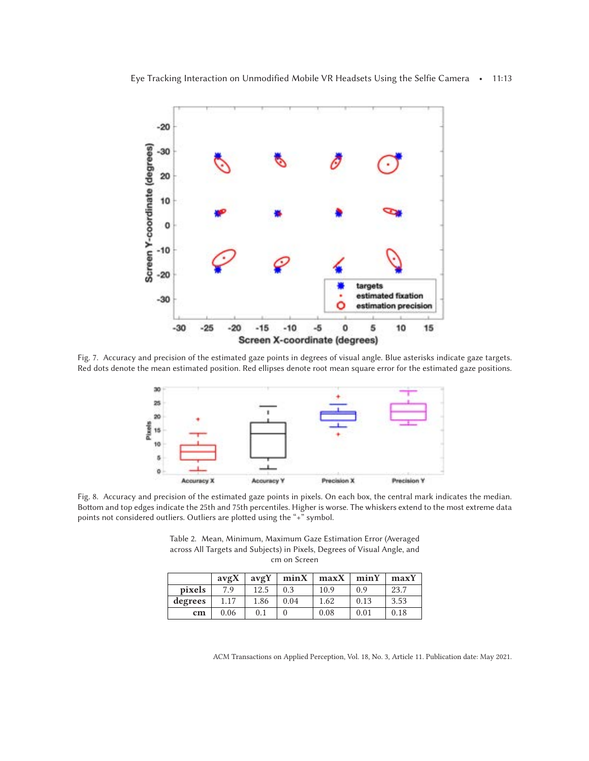Fig. 7. Accuracy and precision of the estimated gaze points in degrees of visual angle. Blue asterisks indicate gaze targets. Red dots denote the mean estimated position. Red ellipses denote root mean square error for the estimated gaze positions.

Fig. 8. Accuracy and precision of the estimated gaze points in pixels. On each box, the central mark indicates the median. Bottom and top edges indicate the 25th and 75th percentiles. Higher is worse. The whiskers extend to the most extreme data points not considered outliers. Outliers are plotted using the "+" symbol.

Table 2. Mean, Minimum, Maximum Gaze Estimation Error (Averaged across All Targets and Subjects) in Pixels, Degrees of Visual Angle, and cm on Screen

| | avgX | avgY | minX | maxX | minY | maxY |
|---|---|---|---|---|---|---|
| pixels | 7.9 | 12.5 | 0.3 | 10.9 | 0.9 | 23.7 |
| degrees | 1.17 | 1.86 | 0.04 | 1.62 | 0.13 | 3.53 |
| cm | 0.06 | 0.1 | 0 | 0.08 | 0.01 | 0.18 |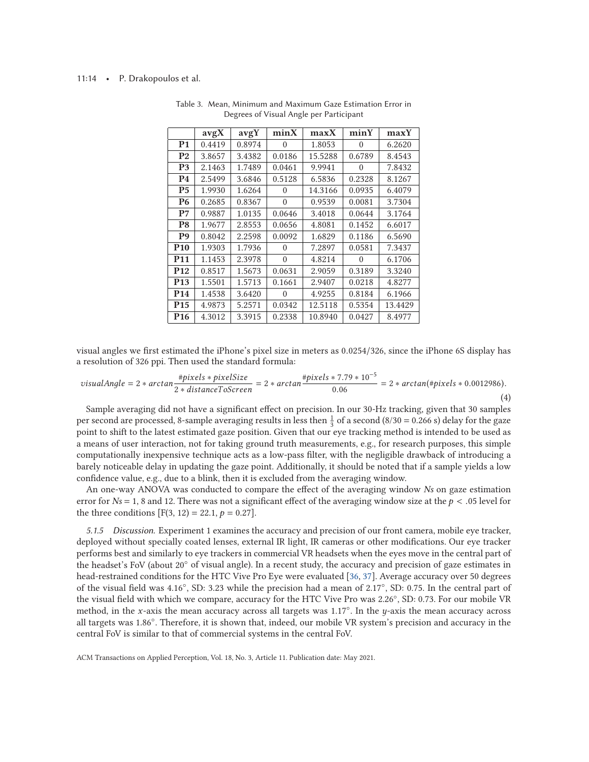Table 3. Mean, Minimum and Maximum Gaze Estimation Error in Degrees of Visual Angle per Participant

| | avgX | avgY | minX | maxX | minY | maxY |
|---|---|---|---|---|---|---|
| **P1** | 0.4419 | 0.8974 | 0 | 1.8053 | 0 | 6.2620 |
| **P2** | 3.8657 | 3.4382 | 0.0186 | 15.5288 | 0.6789 | 8.4543 |
| **P3** | 2.1463 | 1.7489 | 0.0461 | 9.9941 | 0 | 7.8432 |
| **P4** | 2.5499 | 3.6846 | 0.5128 | 6.5836 | 0.2328 | 8.1267 |
| **P5** | 1.9930 | 1.6264 | 0 | 14.3166 | 0.0935 | 6.4079 |
| **P6** | 0.2685 | 0.8367 | 0 | 0.9539 | 0.0081 | 3.7304 |
| **P7** | 0.9887 | 1.0135 | 0.0646 | 3.4018 | 0.0644 | 3.1764 |
| **P8** | 1.9677 | 2.8553 | 0.0656 | 4.8081 | 0.1452 | 6.6017 |
| **P9** | 0.8042 | 2.2598 | 0.0092 | 1.6829 | 0.1186 | 6.5690 |
| **P10** | 1.9303 | 1.7936 | 0 | 7.2897 | 0.0581 | 7.3437 |
| **P11** | 1.1453 | 2.3978 | 0 | 4.8214 | 0 | 6.1706 |
| **P12** | 0.8517 | 1.5673 | 0.0631 | 2.9059 | 0.3189 | 3.3240 |
| **P13** | 1.5501 | 1.5713 | 0.1661 | 2.9407 | 0.0218 | 4.8277 |
| **P14** | 1.4538 | 3.6420 | 0 | 4.9255 | 0.8184 | 6.1966 |
| **P15** | 4.9873 | 5.2571 | 0.0342 | 12.5118 | 0.5354 | 13.4429 |
| **P16** | 4.3012 | 3.3915 | 0.2338 | 10.8940 | 0.0427 | 8.4977 |

visual angles we first estimated the iPhone's pixel size in meters as 0.0254/326, since the iPhone 6S display has a resolution of 326 ppi. Then used the standard formula:

$$visualAngle = 2 * arctan\frac{\#pixels * pixelSize}{2 * distanceToScreen} = 2 * arctan\frac{\#pixels * 7.79 * 10^{-5}}{0.06} = 2 * arctan(\#pixels * 0.0012986). \quad (4)$$

Sample averaging did not have a significant effect on precision. In our 30-Hz tracking, given that 30 samples per second are processed, 8-sample averaging results in less then $\frac{1}{3}$ of a second (8/30 = 0.266 s) delay for the gaze point to shift to the latest estimated gaze position. Given that our eye tracking method is intended to be used as a means of user interaction, not for taking ground truth measurements, e.g., for research purposes, this simple computationally inexpensive technique acts as a low-pass filter, with the negligible drawback of introducing a barely noticeable delay in updating the gaze point. Additionally, it should be noted that if a sample yields a low confidence value, e.g., due to a blink, then it is excluded from the averaging window.

An one-way ANOVA was conducted to compare the effect of the averaging window *Ns* on gaze estimation error for *Ns* = 1, 8 and 12. There was not a significant effect of the averaging window size at the $p < .05$ level for the three conditions [$F(3, 12) = 22.1$, $p = 0.27$].

*5.1.5 Discussion.* Experiment 1 examines the accuracy and precision of our front camera, mobile eye tracker, deployed without specially coated lenses, external IR light, IR cameras or other modifications. Our eye tracker performs best and similarly to eye trackers in commercial VR headsets when the eyes move in the central part of the headset's FoV (about 20° of visual angle). In a recent study, the accuracy and precision of gaze estimates in head-restrained conditions for the HTC Vive Pro Eye were evaluated [36, 37]. Average accuracy over 50 degrees of the visual field was 4.16°, SD: 3.23 while the precision had a mean of 2.17°, SD: 0.75. In the central part of the visual field with which we compare, accuracy for the HTC Vive Pro was 2.26°, SD: 0.73. For our mobile VR method, in the $x$-axis the mean accuracy across all targets was 1.17°. In the $y$-axis the mean accuracy across all targets was 1.86°. Therefore, it is shown that, indeed, our mobile VR system's precision and accuracy in the central FoV is similar to that of commercial systems in the central FoV.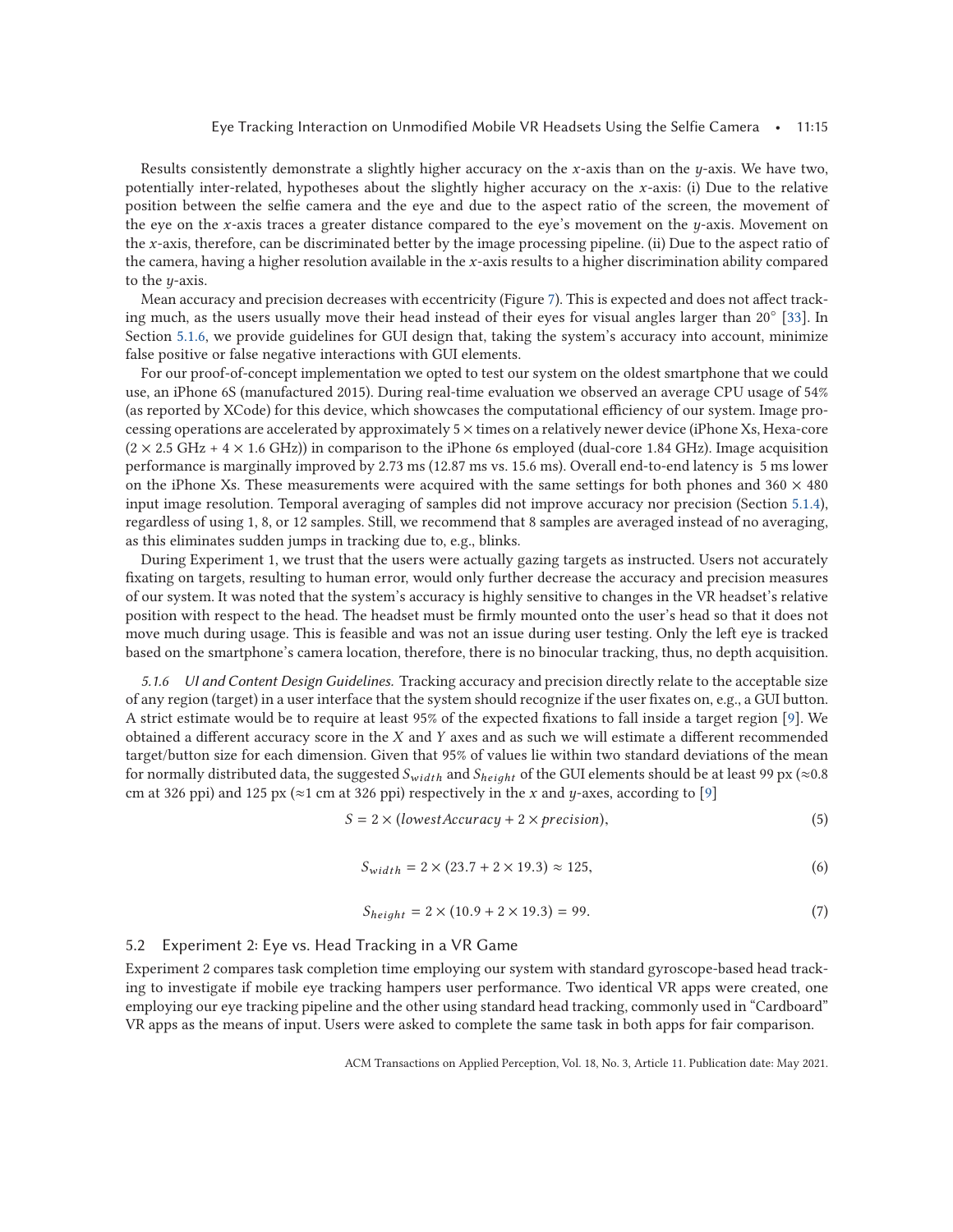Results consistently demonstrate a slightly higher accuracy on the $x$-axis than on the $y$-axis. We have two, potentially inter-related, hypotheses about the slightly higher accuracy on the $x$-axis: (i) Due to the relative position between the selfie camera and the eye and due to the aspect ratio of the screen, the movement of the eye on the $x$-axis traces a greater distance compared to the eye's movement on the $y$-axis. Movement on the $x$-axis, therefore, can be discriminated better by the image processing pipeline. (ii) Due to the aspect ratio of the camera, having a higher resolution available in the $x$-axis results to a higher discrimination ability compared to the $y$-axis.

Mean accuracy and precision decreases with eccentricity (Figure 7). This is expected and does not affect tracking much, as the users usually move their head instead of their eyes for visual angles larger than 20° [33]. In Section 5.1.6, we provide guidelines for GUI design that, taking the system's accuracy into account, minimize false positive or false negative interactions with GUI elements.

For our proof-of-concept implementation we opted to test our system on the oldest smartphone that we could use, an iPhone 6S (manufactured 2015). During real-time evaluation we observed an average CPU usage of 54% (as reported by XCode) for this device, which showcases the computational efficiency of our system. Image processing operations are accelerated by approximately 5 × times on a relatively newer device (iPhone Xs, Hexa-core (2 × 2.5 GHz + 4 × 1.6 GHz)) in comparison to the iPhone 6s employed (dual-core 1.84 GHz). Image acquisition performance is marginally improved by 2.73 ms (12.87 ms vs. 15.6 ms). Overall end-to-end latency is 5 ms lower on the iPhone Xs. These measurements were acquired with the same settings for both phones and 360 × 480 input image resolution. Temporal averaging of samples did not improve accuracy nor precision (Section 5.1.4), regardless of using 1, 8, or 12 samples. Still, we recommend that 8 samples are averaged instead of no averaging, as this eliminates sudden jumps in tracking due to, e.g., blinks.

During Experiment 1, we trust that the users were actually gazing targets as instructed. Users not accurately fixating on targets, resulting to human error, would only further decrease the accuracy and precision measures of our system. It was noted that the system's accuracy is highly sensitive to changes in the VR headset's relative position with respect to the head. The headset must be firmly mounted onto the user's head so that it does not move much during usage. This is feasible and was not an issue during user testing. Only the left eye is tracked based on the smartphone's camera location, therefore, there is no binocular tracking, thus, no depth acquisition.

*5.1.6 UI and Content Design Guidelines.* Tracking accuracy and precision directly relate to the acceptable size of any region (target) in a user interface that the system should recognize if the user fixates on, e.g., a GUI button. A strict estimate would be to require at least 95% of the expected fixations to fall inside a target region [9]. We obtained a different accuracy score in the $X$ and $Y$ axes and as such we will estimate a different recommended target/button size for each dimension. Given that 95% of values lie within two standard deviations of the mean for normally distributed data, the suggested $S_{width}$ and $S_{height}$ of the GUI elements should be at least 99 px (≈0.8 cm at 326 ppi) and 125 px (≈1 cm at 326 ppi) respectively in the $x$ and $y$-axes, according to [9]

$$S = 2 \times (lowestAccuracy + 2 \times precision), \tag{5}$$

$$S_{width} = 2 \times (23.7 + 2 \times 19.3) \approx 125, \tag{6}$$

$$S_{height} = 2 \times (10.9 + 2 \times 19.3) = 99. \tag{7}$$

## 5.2 Experiment 2: Eye vs. Head Tracking in a VR Game

Experiment 2 compares task completion time employing our system with standard gyroscope-based head tracking to investigate if mobile eye tracking hampers user performance. Two identical VR apps were created, one employing our eye tracking pipeline and the other using standard head tracking, commonly used in "Cardboard" VR apps as the means of input. Users were asked to complete the same task in both apps for fair comparison.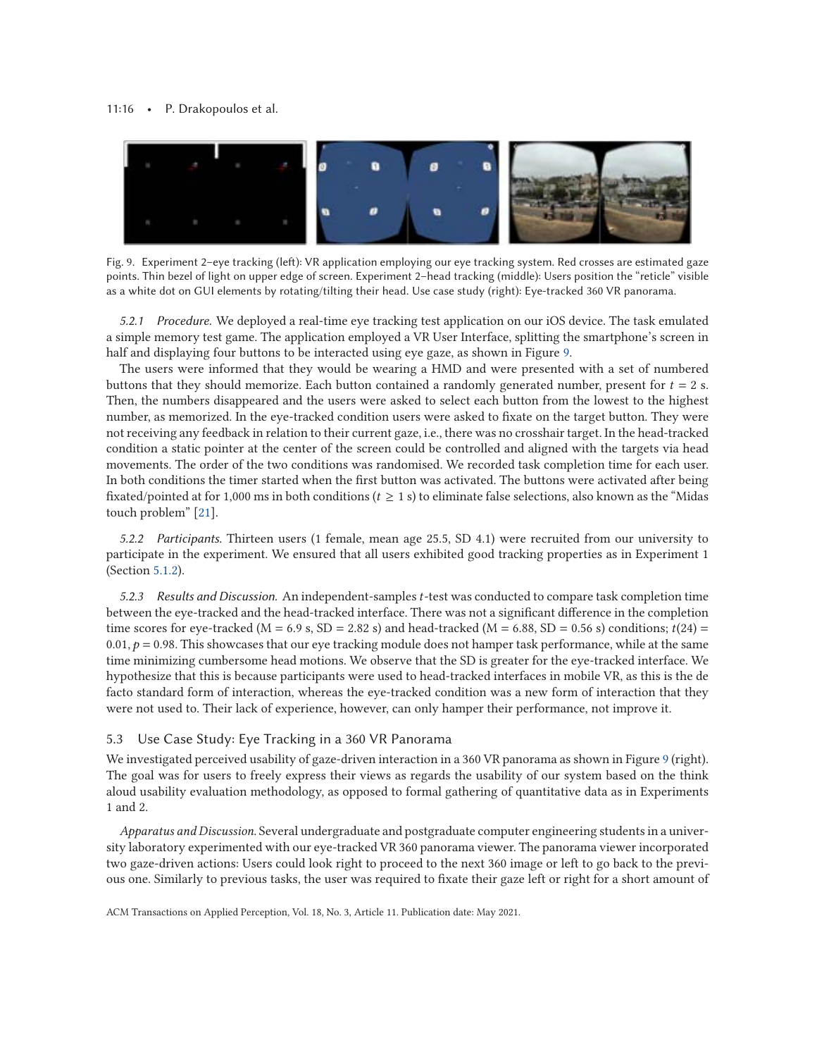Fig. 9. Experiment 2–eye tracking (left): VR application employing our eye tracking system. Red crosses are estimated gaze points. Thin bezel of light on upper edge of screen. Experiment 2–head tracking (middle): Users position the "reticle" visible as a white dot on GUI elements by rotating/tilting their head. Use case study (right): Eye-tracked 360 VR panorama.

*5.2.1 Procedure.* We deployed a real-time eye tracking test application on our iOS device. The task emulated a simple memory test game. The application employed a VR User Interface, splitting the smartphone's screen in half and displaying four buttons to be interacted using eye gaze, as shown in Figure 9.

The users were informed that they would be wearing a HMD and were presented with a set of numbered buttons that they should memorize. Each button contained a randomly generated number, present for $t = 2$ s. Then, the numbers disappeared and the users were asked to select each button from the lowest to the highest number, as memorized. In the eye-tracked condition users were asked to fixate on the target button. They were not receiving any feedback in relation to their current gaze, i.e., there was no crosshair target. In the head-tracked condition a static pointer at the center of the screen could be controlled and aligned with the targets via head movements. The order of the two conditions was randomised. We recorded task completion time for each user. In both conditions the timer started when the first button was activated. The buttons were activated after being fixated/pointed at for 1,000 ms in both conditions ($t \geq 1$ s) to eliminate false selections, also known as the "Midas touch problem" [21].

*5.2.2 Participants.* Thirteen users (1 female, mean age 25.5, SD 4.1) were recruited from our university to participate in the experiment. We ensured that all users exhibited good tracking properties as in Experiment 1 (Section 5.1.2).

*5.2.3 Results and Discussion.* An independent-samples *t*-test was conducted to compare task completion time between the eye-tracked and the head-tracked interface. There was not a significant difference in the completion time scores for eye-tracked (M = 6.9 s, SD = 2.82 s) and head-tracked (M = 6.88, SD = 0.56 s) conditions; $t(24) = 0.01$, $p = 0.98$. This showcases that our eye tracking module does not hamper task performance, while at the same time minimizing cumbersome head motions. We observe that the SD is greater for the eye-tracked interface. We hypothesize that this is because participants were used to head-tracked interfaces in mobile VR, as this is the de facto standard form of interaction, whereas the eye-tracked condition was a new form of interaction that they were not used to. Their lack of experience, however, can only hamper their performance, not improve it.

## 5.3 Use Case Study: Eye Tracking in a 360 VR Panorama

We investigated perceived usability of gaze-driven interaction in a 360 VR panorama as shown in Figure 9 (right). The goal was for users to freely express their views as regards the usability of our system based on the think aloud usability evaluation methodology, as opposed to formal gathering of quantitative data as in Experiments 1 and 2.

*Apparatus and Discussion.* Several undergraduate and postgraduate computer engineering students in a university laboratory experimented with our eye-tracked VR 360 panorama viewer. The panorama viewer incorporated two gaze-driven actions: Users could look right to proceed to the next 360 image or left to go back to the previous one. Similarly to previous tasks, the user was required to fixate their gaze left or right for a short amount of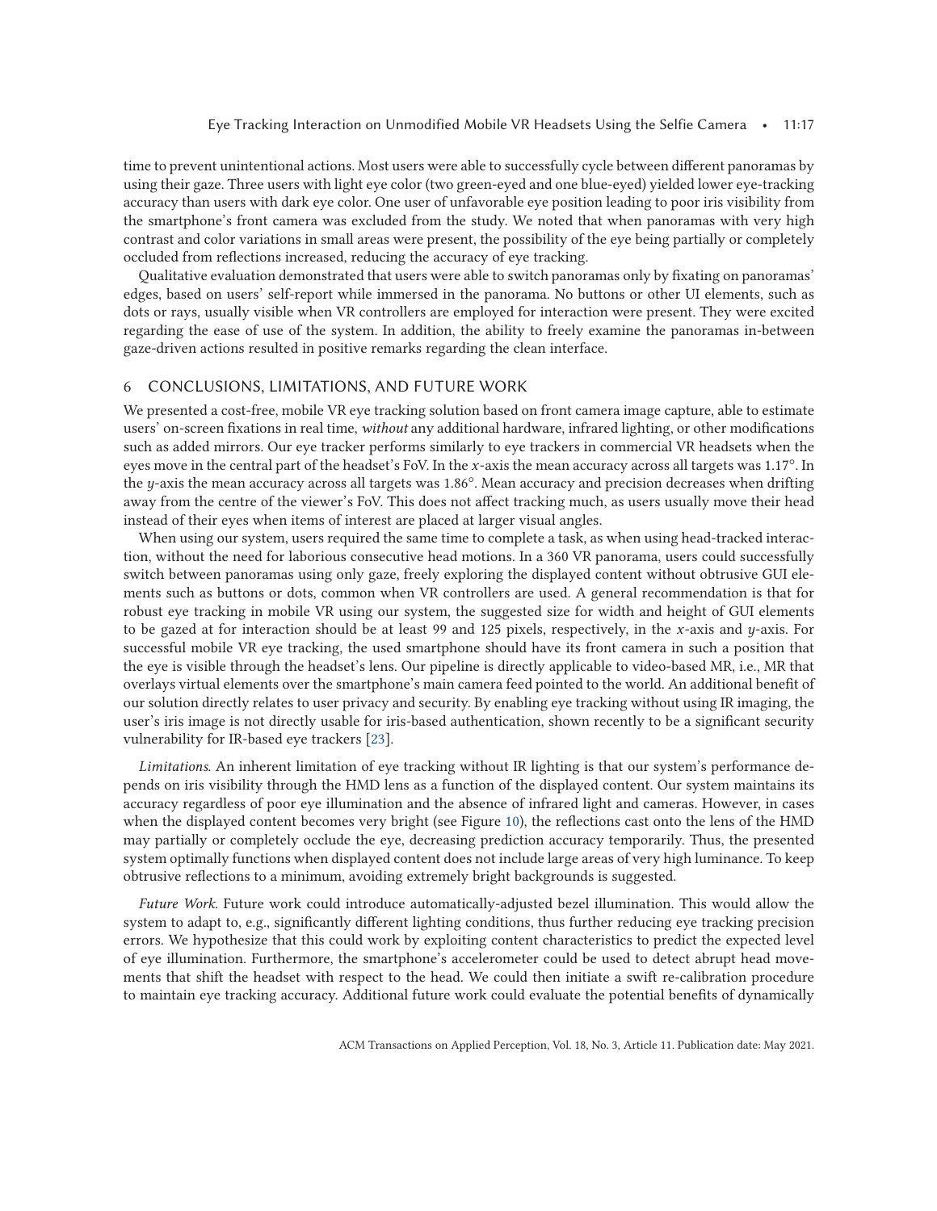time to prevent unintentional actions. Most users were able to successfully cycle between different panoramas by using their gaze. Three users with light eye color (two green-eyed and one blue-eyed) yielded lower eye-tracking accuracy than users with dark eye color. One user of unfavorable eye position leading to poor iris visibility from the smartphone's front camera was excluded from the study. We noted that when panoramas with very high contrast and color variations in small areas were present, the possibility of the eye being partially or completely occluded from reflections increased, reducing the accuracy of eye tracking.

Qualitative evaluation demonstrated that users were able to switch panoramas only by fixating on panoramas' edges, based on users' self-report while immersed in the panorama. No buttons or other UI elements, such as dots or rays, usually visible when VR controllers are employed for interaction were present. They were excited regarding the ease of use of the system. In addition, the ability to freely examine the panoramas in-between gaze-driven actions resulted in positive remarks regarding the clean interface.

## 6 CONCLUSIONS, LIMITATIONS, AND FUTURE WORK

We presented a cost-free, mobile VR eye tracking solution based on front camera image capture, able to estimate users' on-screen fixations in real time, *without* any additional hardware, infrared lighting, or other modifications such as added mirrors. Our eye tracker performs similarly to eye trackers in commercial VR headsets when the eyes move in the central part of the headset's FoV. In the $x$-axis the mean accuracy across all targets was 1.17°. In the $y$-axis the mean accuracy across all targets was 1.86°. Mean accuracy and precision decreases when drifting away from the centre of the viewer's FoV. This does not affect tracking much, as users usually move their head instead of their eyes when items of interest are placed at larger visual angles.

When using our system, users required the same time to complete a task, as when using head-tracked interaction, without the need for laborious consecutive head motions. In a 360 VR panorama, users could successfully switch between panoramas using only gaze, freely exploring the displayed content without obtrusive GUI elements such as buttons or dots. A general recommendation is that for robust eye tracking in mobile VR using our system, the suggested size for width and height of GUI elements to be gazed at for interaction should be at least 99 and 125 pixels, respectively, in the $x$-axis and $y$-axis. For successful mobile VR eye tracking, the used smartphone should have its front camera in such a position that the eye is visible through the headset's lens. Our pipeline is directly applicable to video-based MR, i.e., MR that overlays virtual elements over the smartphone's main camera feed pointed to the world. An additional benefit of our solution directly relates to user privacy and security. By enabling eye tracking without using IR imaging, the user's iris image is not directly usable for iris-based authentication, shown recently to be a significant security vulnerability for IR-based eye trackers [23].

*Limitations*. An inherent limitation of eye tracking without IR lighting is that our system's performance depends on iris visibility through the HMD lens as a function of the displayed content. Our system maintains its accuracy regardless of poor eye illumination and the absence of infrared light and cameras. However, in cases when the displayed content becomes very bright (see Figure 10), the reflections cast onto the lens of the HMD may partially or completely occlude the eye, decreasing prediction accuracy temporarily. Thus, the presented system optimally functions when displayed content does not include large areas of very high luminance. To keep obtrusive reflections to a minimum, avoiding extremely bright backgrounds is suggested.

*Future Work*. Future work could introduce automatically-adjusted bezel illumination. This would allow the system to adapt to, e.g., significantly different lighting conditions, thus further reducing eye tracking precision errors. We hypothesize that this could work by exploiting content characteristics to predict the expected level of eye illumination. Furthermore, the smartphone's accelerometer could be used to detect abrupt head movements that shift the headset with respect to the head. We could then initiate a swift re-calibration procedure to maintain eye tracking accuracy. Additional future work could evaluate the potential benefits of dynamically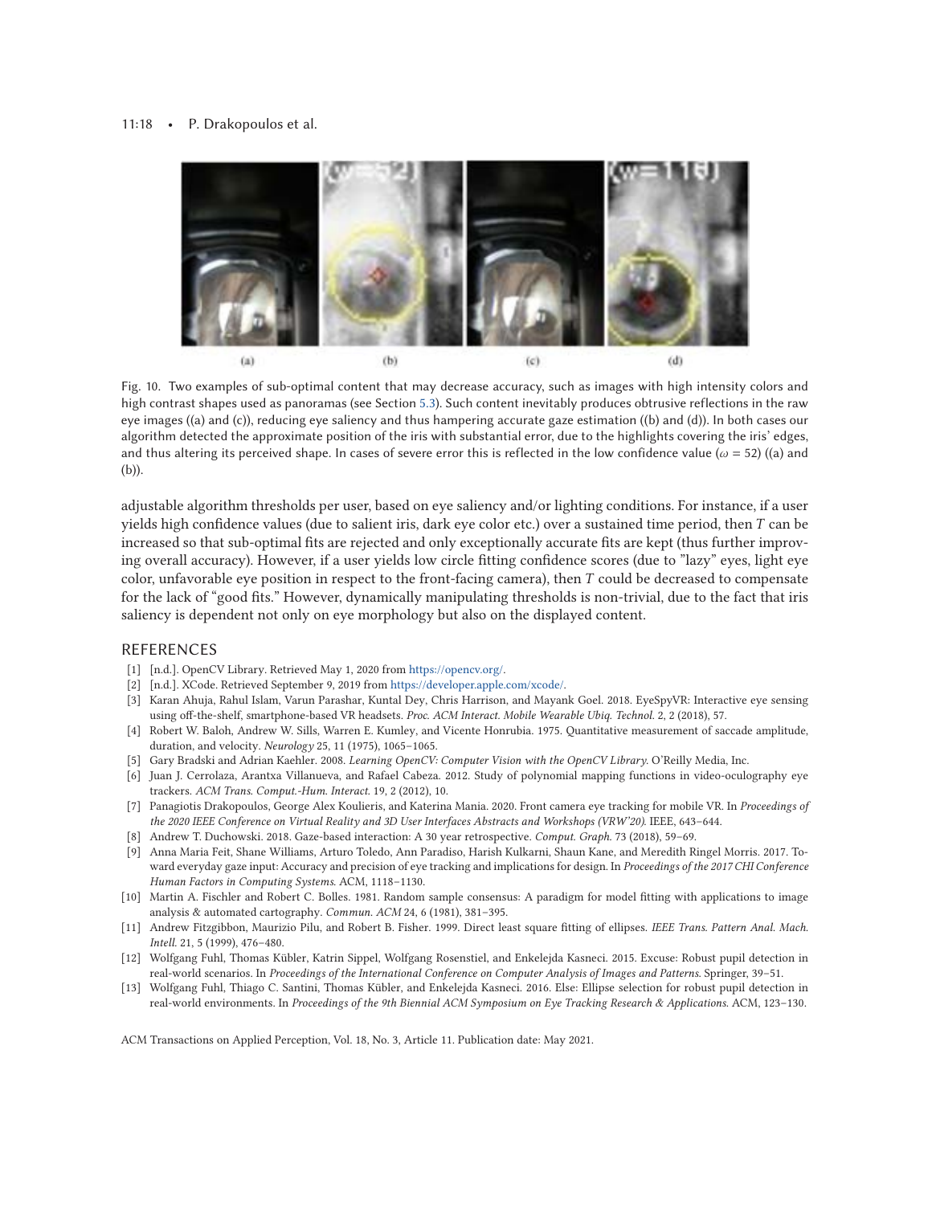Fig. 10. Two examples of sub-optimal content that may decrease accuracy, such as images with high intensity colors and high contrast shapes used as panoramas (see Section 5.3). Such content inevitably produces obtrusive reflections in the raw eye images ((a) and (c)), reducing eye saliency and thus hampering accurate gaze estimation ((b) and (d)). In both cases our algorithm detected the approximate position of the iris with substantial error, due to the highlights covering the iris' edges, and thus altering its perceived shape. In cases of severe error this is reflected in the low confidence value ($\omega = 52$) ((a) and (b)).

adjustable algorithm thresholds per user, based on eye saliency and/or lighting conditions. For instance, if a user yields high confidence values (due to salient iris, dark eye color etc.) over a sustained time period, then $T$ can be increased so that sub-optimal fits are rejected and only exceptionally accurate fits are kept (thus further improving overall accuracy). However, if a user yields low circle fitting confidence scores (due to "lazy" eyes, light eye color, unfavorable eye position in respect to the front-facing camera), then $T$ could be decreased to compensate for the lack of "good fits." However, dynamically manipulating thresholds is non-trivial, due to the fact that iris saliency is dependent not only on eye morphology but also on the displayed content.

## REFERENCES

[1] [n.d.]. OpenCV Library. Retrieved May 1, 2020 from https://opencv.org/.

[2] [n.d.]. XCode. Retrieved September 9, 2019 from https://developer.apple.com/xcode/.

[3] Karan Ahuja, Rahul Islam, Varun Parashar, Kuntal Dey, Chris Harrison, and Mayank Goel. 2018. EyeSpyVR: Interactive eye sensing using off-the-shelf, smartphone-based VR headsets. *Proc. ACM Interact. Mobile Wearable Ubiq. Technol.* 2, 2 (2018), 57.

[4] Robert W. Baloh, Andrew W. Sills, Warren E. Kumley, and Vicente Honrubia. 1975. Quantitative measurement of saccade amplitude, duration, and velocity. *Neurology* 25, 11 (1975), 1065–1065.

[5] Gary Bradski and Adrian Kaehler. 2008. *Learning OpenCV: Computer Vision with the OpenCV Library.* O'Reilly Media, Inc.

[6] Juan J. Cerrolaza, Arantxa Villanueva, and Rafael Cabeza. 2012. Study of polynomial mapping functions in video-oculography eye trackers. *ACM Trans. Comput.-Hum. Interact.* 19, 2 (2012), 10.

[7] Panagiotis Drakopoulos, George Alex Koulieris, and Katerina Mania. 2020. Front camera eye tracking for mobile VR. In *Proceedings of the 2020 IEEE Conference on Virtual Reality and 3D User Interfaces Abstracts and Workshops (VRW'20)*. IEEE, 643–644.

[8] Andrew T. Duchowski. 2018. Gaze-based interaction: A 30 year retrospective. *Comput. Graph.* 73 (2018), 59–69.

[9] Anna Maria Feit, Shane Williams, Arturo Toledo, Ann Paradiso, Harish Kulkarni, Shaun Kane, and Meredith Ringel Morris. 2017. Toward everyday gaze input: Accuracy and precision of eye tracking and implications for design. In *Proceedings of the 2017 CHI Conference Human Factors in Computing Systems*. ACM, 1118–1130.

[10] Martin A. Fischler and Robert C. Bolles. 1981. Random sample consensus: A paradigm for model fitting with applications to image analysis & automated cartography. *Commun. ACM* 24, 6 (1981), 381–395.

[11] Andrew Fitzgibbon, Maurizio Pilu, and Robert B. Fisher. 1999. Direct least square fitting of ellipses. *IEEE Trans. Pattern Anal. Mach. Intell.* 21, 5 (1999), 476–480.

[12] Wolfgang Fuhl, Thomas Kübler, Katrin Sippel, Wolfgang Rosenstiel, and Enkelejda Kasneci. 2015. Excuse: Robust pupil detection in real-world scenarios. In *Proceedings of the International Conference on Computer Analysis of Images and Patterns*. Springer, 39–51.

[13] Wolfgang Fuhl, Thiago C. Santini, Thomas Kübler, and Enkelejda Kasneci. 2016. Else: Ellipse selection for robust pupil detection in real-world environments. In *Proceedings of the 9th Biennial ACM Symposium on Eye Tracking Research & Applications*. ACM, 123–130.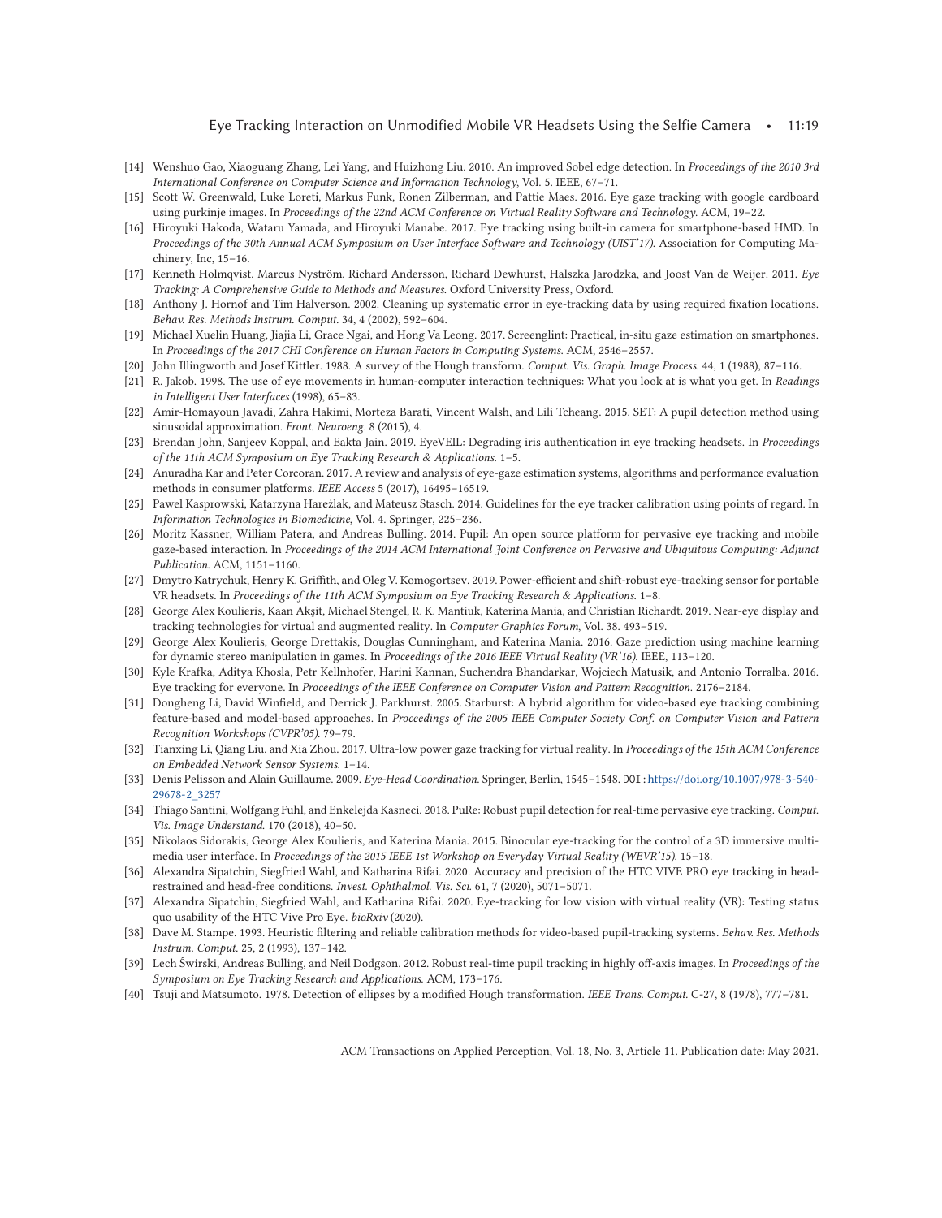[14] Wenshuo Gao, Xiaoguang Zhang, Lei Yang, and Huizhong Liu. 2010. An improved Sobel edge detection. In *Proceedings of the 2010 3rd International Conference on Computer Science and Information Technology*, Vol. 5. IEEE, 67–71.

[15] Scott W. Greenwald, Luke Loreti, Markus Funk, Ronen Zilberman, and Pattie Maes. 2016. Eye gaze tracking with google cardboard using purkinje images. In *Proceedings of the 22nd ACM Conference on Virtual Reality Software and Technology*. ACM, 19–22.

[16] Hiroyuki Hakoda, Wataru Yamada, and Hiroyuki Manabe. 2017. Eye tracking using built-in camera for smartphone-based HMD. In *Proceedings of the 30th Annual ACM Symposium on User Interface Software and Technology (UIST'17)*. Association for Computing Machinery, Inc, 15–16.

[17] Kenneth Holmqvist, Marcus Nyström, Richard Andersson, Richard Dewhurst, Halszka Jarodzka, and Joost Van de Weijer. 2011. *Eye Tracking: A Comprehensive Guide to Methods and Measures*. Oxford University Press, Oxford.

[18] Anthony J. Hornof and Tim Halverson. 2002. Cleaning up systematic error in eye-tracking data by using required fixation locations. *Behav. Res. Methods Instrum. Comput.* 34, 4 (2002), 592–604.

[19] Michael Xuelin Huang, Jiajia Li, Grace Ngai, and Hong Va Leong. 2017. Screenglint: Practical, in-situ gaze estimation on smartphones. In *Proceedings of the 2017 CHI Conference on Human Factors in Computing Systems*. ACM, 2546–2557.

[20] John Illingworth and Josef Kittler. 1988. A survey of the Hough transform. *Comput. Vis. Graph. Image Process.* 44, 1 (1988), 87–116.

[21] R. Jakob. 1998. The use of eye movements in human-computer interaction techniques: What you look at is what you get. In *Readings in Intelligent User Interfaces* (1998), 65–83.

[22] Amir-Homayoun Javadi, Zahra Hakimi, Morteza Barati, Vincent Walsh, and Lili Tcheang. 2015. SET: A pupil detection method using sinusoidal approximation. *Front. Neuroeng.* 8 (2015), 4.

[23] Brendan John, Sanjeev Koppal, and Eakta Jain. 2019. EyeVEIL: Degrading iris authentication in eye tracking headsets. In *Proceedings of the 11th ACM Symposium on Eye Tracking Research & Applications*. 1–5.

[24] Anuradha Kar and Peter Corcoran. 2017. A review and analysis of eye-gaze estimation systems, algorithms and performance evaluation methods in consumer platforms. *IEEE Access* 5 (2017), 16495–16519.

[25] Pawel Kasprowski, Katarzyna Hareżlak, and Mateusz Stasch. 2014. Guidelines for the eye tracker calibration using points of regard. In *Information Technologies in Biomedicine*, Vol. 4. Springer, 225–236.

[26] Moritz Kassner, William Patera, and Andreas Bulling. 2014. Pupil: An open source platform for pervasive eye tracking and mobile gaze-based interaction. In *Proceedings of the 2014 ACM International Joint Conference on Pervasive and Ubiquitous Computing: Adjunct Publication*. ACM, 1151–1160.

[27] Dmytro Katrychuk, Henry K. Griffith, and Oleg V. Komogortsev. 2019. Power-efficient and shift-robust eye-tracking sensor for portable VR headsets. In *Proceedings of the 11th ACM Symposium on Eye Tracking Research & Applications*. 1–8.

[28] George Alex Koulieris, Kaan Akşit, Michael Stengel, R. K. Mantiuk, Katerina Mania, and Christian Richardt. 2019. Near-eye display and tracking technologies for virtual and augmented reality. In *Computer Graphics Forum*, Vol. 38. 493–519.

[29] George Alex Koulieris, George Drettakis, Douglas Cunningham, and Katerina Mania. 2016. Gaze prediction using machine learning for dynamic stereo manipulation in games. In *Proceedings of the 2016 IEEE Virtual Reality (VR'16)*. IEEE, 113–120.

[30] Kyle Krafka, Aditya Khosla, Petr Kellnhofer, Harini Kannan, Suchendra Bhandarkar, Wojciech Matusik, and Antonio Torralba. 2016. Eye tracking for everyone. In *Proceedings of the IEEE Conference on Computer Vision and Pattern Recognition*. 2176–2184.

[31] Dongheng Li, David Winfield, and Derrick J. Parkhurst. 2005. Starburst: A hybrid algorithm for video-based eye tracking combining feature-based and model-based approaches. In *Proceedings of the 2005 IEEE Computer Society Conf. on Computer Vision and Pattern Recognition Workshops (CVPR'05)*. 79–79.

[32] Tianxing Li, Qiang Liu, and Xia Zhou. 2017. Ultra-low power gaze tracking for virtual reality. In *Proceedings of the 15th ACM Conference on Embedded Network Sensor Systems*. 1–14.

[33] Denis Pelisson and Alain Guillaume. 2009. *Eye-Head Coordination*. Springer, Berlin, 1545–1548. DOI: https://doi.org/10.1007/978-3-540-29678-2_3257

[34] Thiago Santini, Wolfgang Fuhl, and Enkelejda Kasneci. 2018. PuRe: Robust pupil detection for real-time pervasive eye tracking. *Comput. Vis. Image Understand.* 170 (2018), 40–50.

[35] Nikolaos Sidorakis, George Alex Koulieris, and Katerina Mania. 2015. Binocular eye-tracking for the control of a 3D immersive multimedia user interface. In *Proceedings of the 2015 IEEE 1st Workshop on Everyday Virtual Reality (WEVR'15)*. 15–18.

[36] Alexandra Sipatchin, Siegfried Wahl, and Katharina Rifai. 2020. Accuracy and precision of the HTC VIVE PRO eye tracking in head-restrained and head-free conditions. *Invest. Ophthalmol. Vis. Sci.* 61, 7 (2020), 5071–5071.

[37] Alexandra Sipatchin, Siegfried Wahl, and Katharina Rifai. 2020. Eye-tracking for low vision with virtual reality (VR): Testing status quo usability of the HTC Vive Pro Eye. *bioRxiv* (2020).

[38] Dave M. Stampe. 1993. Heuristic filtering and reliable calibration methods for video-based pupil-tracking systems. *Behav. Res. Methods Instrum. Comput.* 25, 2 (1993), 137–142.

[39] Lech Świrski, Andreas Bulling, and Neil Dodgson. 2012. Robust real-time pupil tracking in highly off-axis images. In *Proceedings of the Symposium on Eye Tracking Research and Applications*. ACM, 173–176.

[40] Tsuji and Matsumoto. 1978. Detection of ellipses by a modified Hough transformation. *IEEE Trans. Comput.* C-27, 8 (1978), 777–781.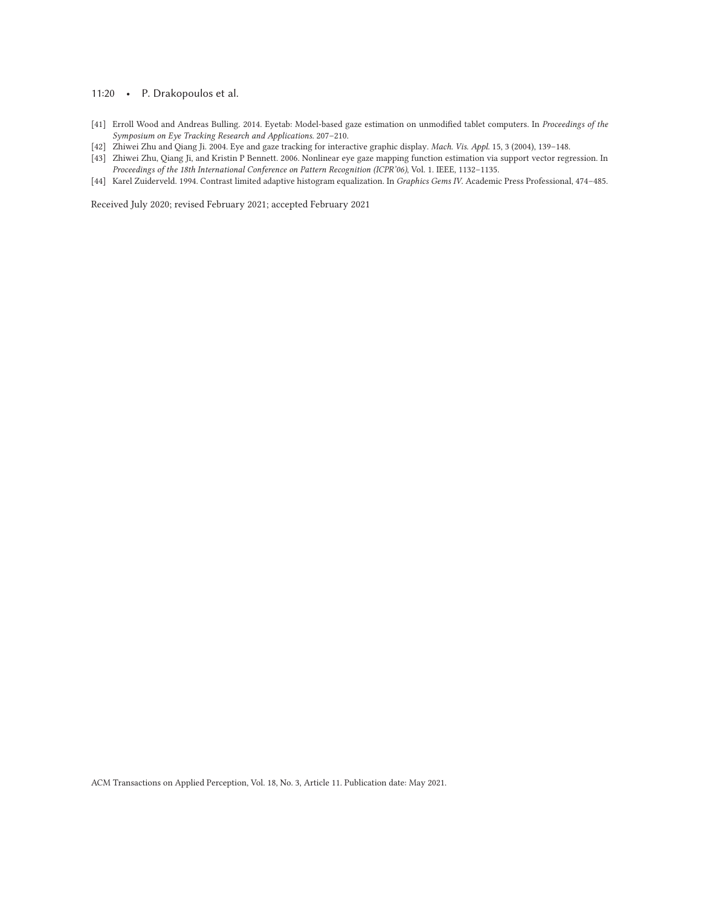[41] Erroll Wood and Andreas Bulling. 2014. Eyetab: Model-based gaze estimation on unmodified tablet computers. In *Proceedings of the Symposium on Eye Tracking Research and Applications*. 207–210.

[42] Zhiwei Zhu and Qiang Ji. 2004. Eye and gaze tracking for interactive graphic display. *Mach. Vis. Appl.* 15, 3 (2004), 139–148.

[43] Zhiwei Zhu, Qiang Ji, and Kristin P Bennett. 2006. Nonlinear eye gaze mapping function estimation via support vector regression. In *Proceedings of the 18th International Conference on Pattern Recognition (ICPR'06)*, Vol. 1. IEEE, 1132–1135.

[44] Karel Zuiderveld. 1994. Contrast limited adaptive histogram equalization. In *Graphics Gems IV*. Academic Press Professional, 474–485.

Received July 2020; revised February 2021; accepted February 2021